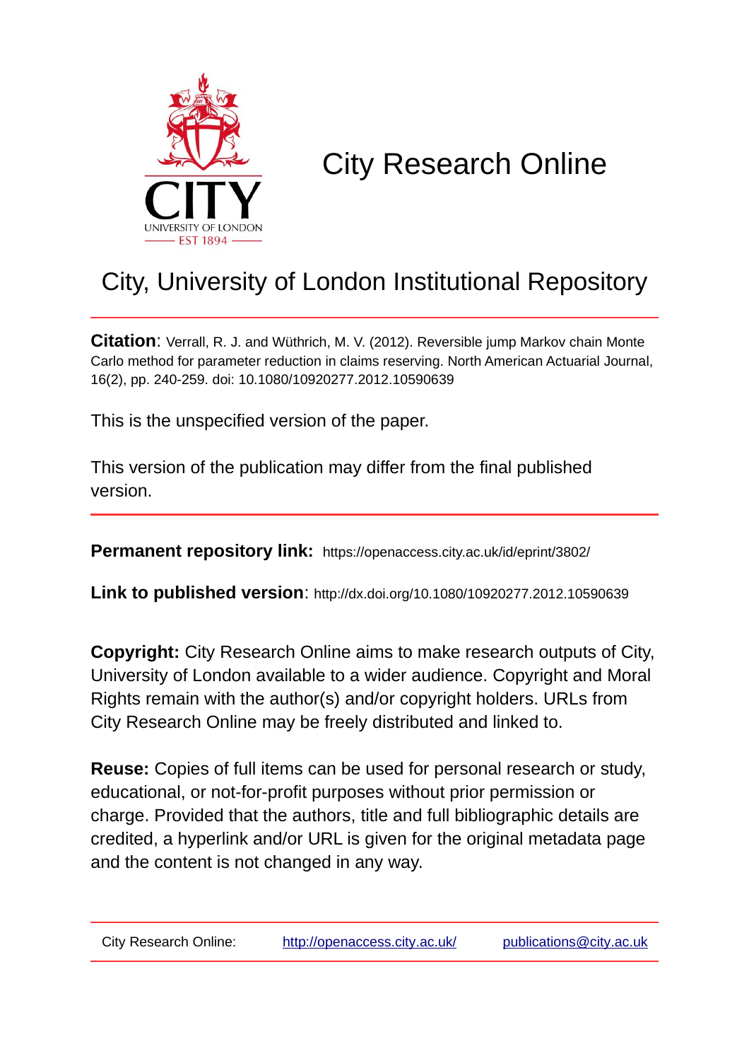CITY
UNIVERSITY OF LONDON
EST 1894

# City Research Online

## City, University of London Institutional Repository

**Citation**: Verrall, R. J. and Wüthrich, M. V. (2012). Reversible jump Markov chain Monte Carlo method for parameter reduction in claims reserving. North American Actuarial Journal, 16(2), pp. 240-259. doi: 10.1080/10920277.2012.10590639

This is the unspecified version of the paper.

This version of the publication may differ from the final published version.

**Permanent repository link:** https://openaccess.city.ac.uk/id/eprint/3802/

**Link to published version**: http://dx.doi.org/10.1080/10920277.2012.10590639

**Copyright:** City Research Online aims to make research outputs of City, University of London available to a wider audience. Copyright and Moral Rights remain with the author(s) and/or copyright holders. URLs from City Research Online may be freely distributed and linked to.

**Reuse:** Copies of full items can be used for personal research or study, educational, or not-for-profit purposes without prior permission or charge. Provided that the authors, title and full bibliographic details are credited, a hyperlink and/or URL is given for the original metadata page and the content is not changed in any way.

City Research Online: http://openaccess.city.ac.uk/ publications@city.ac.uk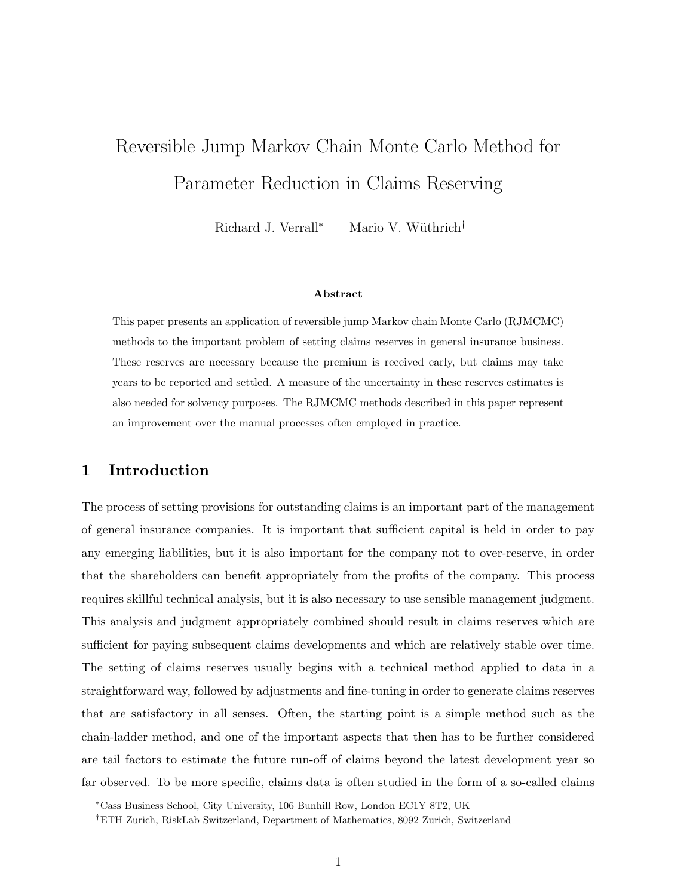# Reversible Jump Markov Chain Monte Carlo Method for Parameter Reduction in Claims Reserving

Richard J. Verrall[*] Mario V. Wüthrich[†]

**Abstract**

This paper presents an application of reversible jump Markov chain Monte Carlo (RJMCMC) methods to the important problem of setting claims reserves in general insurance business. These reserves are necessary because the premium is received early, but claims may take years to be reported and settled. A measure of the uncertainty in these reserves estimates is also needed for solvency purposes. The RJMCMC methods described in this paper represent an improvement over the manual processes often employed in practice.

## 1 Introduction

The process of setting provisions for outstanding claims is an important part of the management of general insurance companies. It is important that sufficient capital is held in order to pay any emerging liabilities, but it is also important for the company not to over-reserve, in order that the shareholders can benefit appropriately from the profits of the company. This process requires skillful technical analysis, but it is also necessary to use sensible management judgment. This analysis and judgment appropriately combined should result in claims reserves which are sufficient for paying subsequent claims developments and which are relatively stable over time. The setting of claims reserves usually begins with a technical method applied to data in a straightforward way, followed by adjustments and fine-tuning in order to generate claims reserves that are satisfactory in all senses. Often, the starting point is a simple method such as the chain-ladder method, and one of the important aspects that then has to be further considered are tail factors to estimate the future run-off of claims beyond the latest development year so far observed. To be more specific, claims data is often studied in the form of a so-called claims

[*] Cass Business School, City University, 106 Bunhill Row, London EC1Y 8T2, UK

[†] ETH Zurich, RiskLab Switzerland, Department of Mathematics, 8092 Zurich, Switzerland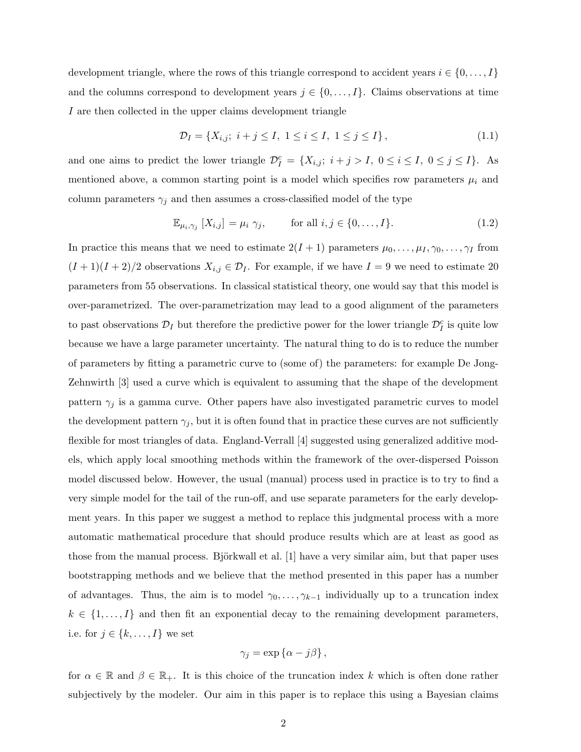development triangle, where the rows of this triangle correspond to accident years $i \in \{0, \dots, I\}$ and the columns correspond to development years $j \in \{0, \dots, I\}$. Claims observations at time $I$ are then collected in the upper claims development triangle

$$\mathcal{D}_I = \{X_{i,j};\ i+j \leq I,\ 1 \leq i \leq I,\ 1 \leq j \leq I\}, \tag{1.1}$$

and one aims to predict the lower triangle $\mathcal{D}_I^c = \{X_{i,j};\ i+j > I,\ 0 \leq i \leq I,\ 0 \leq j \leq I\}$. As mentioned above, a common starting point is a model which specifies row parameters $\mu_i$ and column parameters $\gamma_j$ and then assumes a cross-classified model of the type

$$\mathbb{E}_{\mu_i, \gamma_j}[X_{i,j}] = \mu_i\ \gamma_j, \qquad \text{for all } i, j \in \{0, \dots, I\}. \tag{1.2}$$

In practice this means that we need to estimate $2(I+1)$ parameters $\mu_0, \dots, \mu_I, \gamma_0, \dots, \gamma_I$ from $(I+1)(I+2)/2$ observations $X_{i,j} \in \mathcal{D}_I$. For example, if we have $I = 9$ we need to estimate 20 parameters from 55 observations. In classical statistical theory, one would say that this model is over-parametrized. The over-parametrization may lead to a good alignment of the parameters to past observations $\mathcal{D}_I$ but therefore the predictive power for the lower triangle $\mathcal{D}_I^c$ is quite low because we have a large parameter uncertainty. The natural thing to do is to reduce the number of parameters by fitting a parametric curve to (some of) the parameters: for example De Jong-Zehnwirth [3] used a curve which is equivalent to assuming that the shape of the development pattern $\gamma_j$ is a gamma curve. Other papers have also investigated parametric curves to model the development pattern $\gamma_j$, but it is often found that in practice these curves are not sufficiently flexible for most triangles of data. England-Verrall [4] suggested using generalized additive models, which apply local smoothing methods within the framework of the over-dispersed Poisson model discussed below. However, the usual (manual) process used in practice is to try to find a very simple model for the tail of the run-off, and use separate parameters for the early development years. In this paper we suggest a method to replace this judgmental process with a more automatic mathematical procedure that should produce results which are at least as good as those from the manual process. Björkwall et al. [1] have a very similar aim, but that paper uses bootstrapping methods and we believe that the method presented in this paper has a number of advantages. Thus, the aim is to model $\gamma_0, \dots, \gamma_{k-1}$ individually up to a truncation index $k \in \{1, \dots, I\}$ and then fit an exponential decay to the remaining development parameters, i.e. for $j \in \{k, \dots, I\}$ we set

$$\gamma_j = \exp\{\alpha - j\beta\},$$

for $\alpha \in \mathbb{R}$ and $\beta \in \mathbb{R}_+$. It is this choice of the truncation index $k$ which is often done rather subjectively by the modeler. Our aim in this paper is to replace this using a Bayesian claims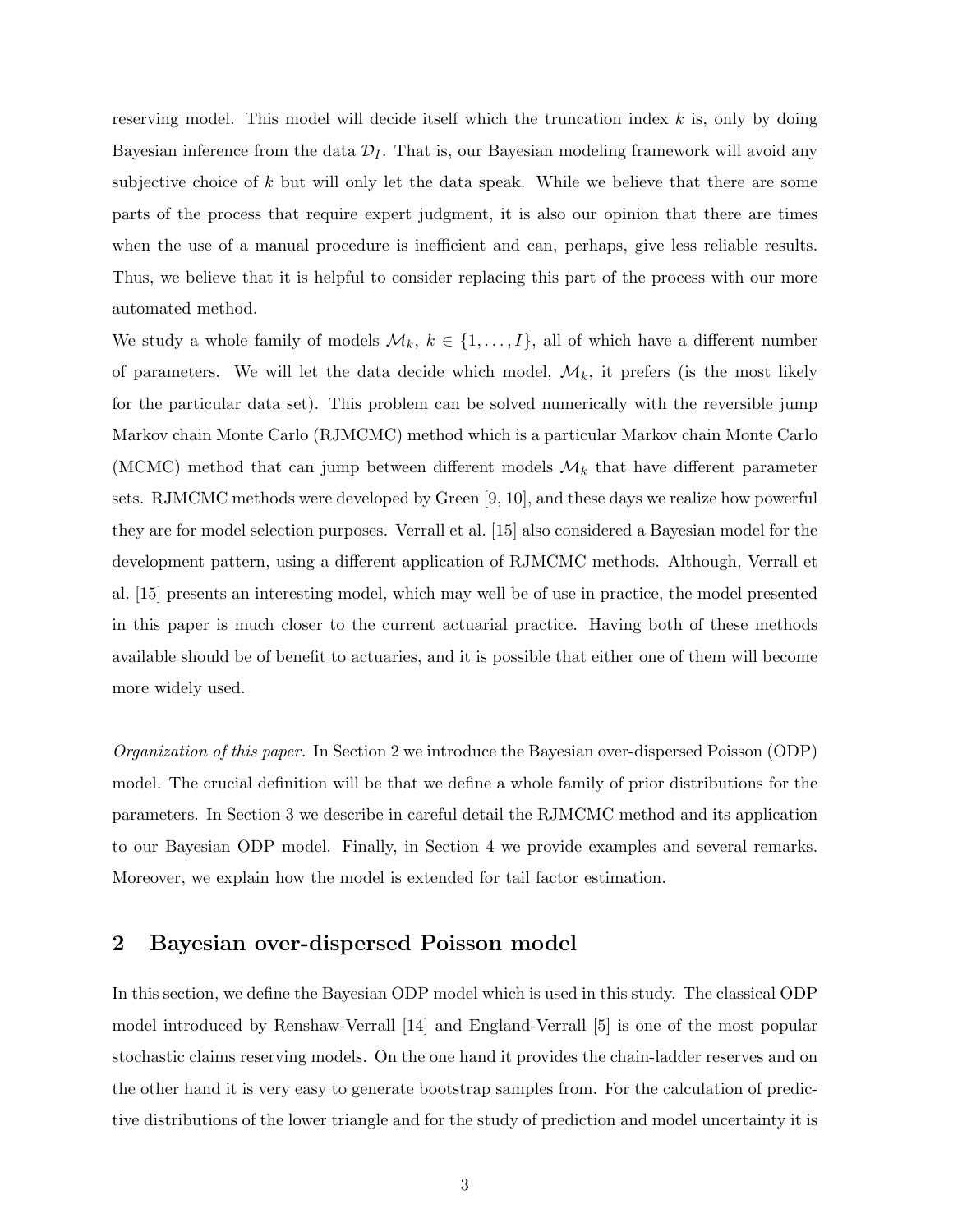reserving model. This model will decide itself which the truncation index $k$ is, only by doing Bayesian inference from the data $\mathcal{D}_I$. That is, our Bayesian modeling framework will avoid any subjective choice of $k$ but will only let the data speak. While we believe that there are some parts of the process that require expert judgment, it is also our opinion that there are times when the use of a manual procedure is inefficient and can, perhaps, give less reliable results. Thus, we believe that it is helpful to consider replacing this part of the process with our more automated method.

We study a whole family of models $\mathcal{M}_k$, $k \in \{1, \ldots, I\}$, all of which have a different number of parameters. We will let the data decide which model, $\mathcal{M}_k$, it prefers (is the most likely for the particular data set). This problem can be solved numerically with the reversible jump Markov chain Monte Carlo (RJMCMC) method which is a particular Markov chain Monte Carlo (MCMC) method that can jump between different models $\mathcal{M}_k$ that have different parameter sets. RJMCMC methods were developed by Green [9, 10], and these days we realize how powerful they are for model selection purposes. Verrall et al. [15] also considered a Bayesian model for the development pattern, using a different application of RJMCMC methods. Although, Verrall et al. [15] presents an interesting model, which may well be of use in practice, the model presented in this paper is much closer to the current actuarial practice. Having both of these methods available should be of benefit to actuaries, and it is possible that either one of them will become more widely used.

*Organization of this paper.* In Section 2 we introduce the Bayesian over-dispersed Poisson (ODP) model. The crucial definition will be that we define a whole family of prior distributions for the parameters. In Section 3 we describe in careful detail the RJMCMC method and its application to our Bayesian ODP model. Finally, in Section 4 we provide examples and several remarks. Moreover, we explain how the model is extended for tail factor estimation.

## 2 Bayesian over-dispersed Poisson model

In this section, we define the Bayesian ODP model which is used in this study. The classical ODP model introduced by Renshaw-Verrall [14] and England-Verrall [5] is one of the most popular stochastic claims reserving models. On the one hand it provides the chain-ladder reserves and on the other hand it is very easy to generate bootstrap samples from. For the calculation of predictive distributions of the lower triangle and for the study of prediction and model uncertainty it is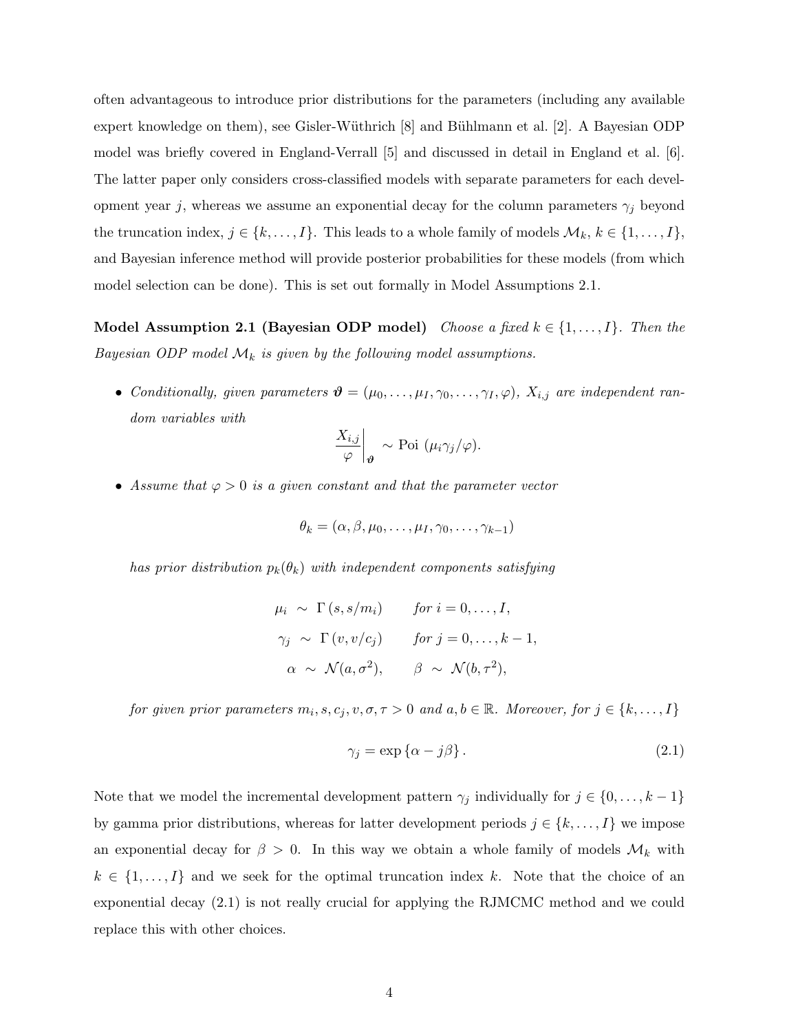often advantageous to introduce prior distributions for the parameters (including any available expert knowledge on them), see Gisler-Wüthrich [8] and Bühlmann et al. [2]. A Bayesian ODP model was briefly covered in England-Verrall [5] and discussed in detail in England et al. [6]. The latter paper only considers cross-classified models with separate parameters for each development year $j$, whereas we assume an exponential decay for the column parameters $\gamma_j$ beyond the truncation index, $j \in \{k, \dots, I\}$. This leads to a whole family of models $\mathcal{M}_k$, $k \in \{1, \dots, I\}$, and Bayesian inference method will provide posterior probabilities for these models (from which model selection can be done). This is set out formally in Model Assumptions 2.1.

**Model Assumption 2.1 (Bayesian ODP model)** *Choose a fixed $k \in \{1, \dots, I\}$. Then the Bayesian ODP model $\mathcal{M}_k$ is given by the following model assumptions.*

- *Conditionally, given parameters $\boldsymbol{\vartheta} = (\mu_0, \dots, \mu_I, \gamma_0, \dots, \gamma_I, \varphi)$, $X_{i,j}$ are independent random variables with*

$$\left.\frac{X_{i,j}}{\varphi}\right|_{\boldsymbol{\vartheta}} \sim \text{Poi}\ (\mu_i \gamma_j / \varphi).$$

- *Assume that $\varphi > 0$ is a given constant and that the parameter vector*

$$\theta_k = (\alpha, \beta, \mu_0, \dots, \mu_I, \gamma_0, \dots, \gamma_{k-1})$$

*has prior distribution $p_k(\theta_k)$ with independent components satisfying*

$$\begin{aligned}
\mu_i &\sim \Gamma\,(s, s/m_i) \qquad \text{for } i = 0, \dots, I, \\
\gamma_j &\sim \Gamma\,(v, v/c_j) \qquad \text{for } j = 0, \dots, k-1, \\
\alpha &\sim \mathcal{N}(a, \sigma^2), \qquad \beta \sim \mathcal{N}(b, \tau^2),
\end{aligned}$$

*for given prior parameters $m_i, s, c_j, v, \sigma, \tau > 0$ and $a, b \in \mathbb{R}$. Moreover, for $j \in \{k, \dots, I\}$*

$$\gamma_j = \exp\{\alpha - j\beta\}. \tag{2.1}$$

Note that we model the incremental development pattern $\gamma_j$ individually for $j \in \{0, \dots, k-1\}$ by gamma prior distributions, whereas for latter development periods $j \in \{k, \dots, I\}$ we impose an exponential decay for $\beta > 0$. In this way we obtain a whole family of models $\mathcal{M}_k$ with $k \in \{1, \dots, I\}$ and we seek for the optimal truncation index $k$. Note that the choice of an exponential decay (2.1) is not really crucial for applying the RJMCMC method and we could replace this with other choices.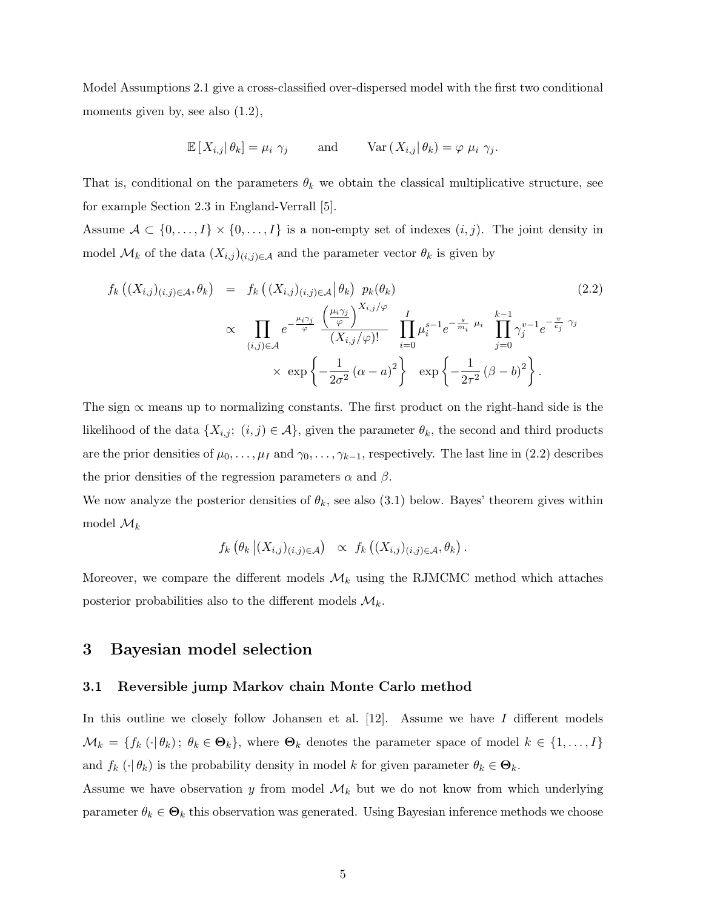Model Assumptions 2.1 give a cross-classified over-dispersed model with the first two conditional moments given by, see also (1.2),

$$\mathbb{E}\left[X_{i,j}\right|\theta_k] = \mu_i\ \gamma_j \qquad \text{and} \qquad \mathrm{Var}\left(X_{i,j}\right|\theta_k) = \varphi\ \mu_i\ \gamma_j.$$

That is, conditional on the parameters $\theta_k$ we obtain the classical multiplicative structure, see for example Section 2.3 in England-Verrall [5].

Assume $\mathcal{A} \subset \{0, \dots, I\} \times \{0, \dots, I\}$ is a non-empty set of indexes $(i, j)$. The joint density in model $\mathcal{M}_k$ of the data $(X_{i,j})_{(i,j)\in\mathcal{A}}$ and the parameter vector $\theta_k$ is given by

$$\begin{aligned} f_k\left((X_{i,j})_{(i,j)\in\mathcal{A}}, \theta_k\right) &= f_k\left((X_{i,j})_{(i,j)\in\mathcal{A}}\right|\theta_k)\ p_k(\theta_k) \qquad (2.2) \\ &\propto \prod_{(i,j)\in\mathcal{A}} e^{-\frac{\mu_i\gamma_j}{\varphi}}\ \frac{\left(\frac{\mu_i\gamma_j}{\varphi}\right)^{X_{i,j}/\varphi}}{(X_{i,j}/\varphi)!}\ \prod_{i=0}^{I}\mu_i^{s-1}e^{-\frac{s}{m_i}\ \mu_i}\ \prod_{j=0}^{k-1}\gamma_j^{v-1}e^{-\frac{v}{c_j}\ \gamma_j} \\ &\qquad \times\ \exp\left\{-\frac{1}{2\sigma^2}\left(\alpha - a\right)^2\right\}\ \exp\left\{-\frac{1}{2\tau^2}\left(\beta - b\right)^2\right\}. \end{aligned}$$

The sign $\propto$ means up to normalizing constants. The first product on the right-hand side is the likelihood of the data $\{X_{i,j};\ (i,j)\in\mathcal{A}\}$, given the parameter $\theta_k$, the second and third products are the prior densities of $\mu_0, \dots, \mu_I$ and $\gamma_0, \dots, \gamma_{k-1}$, respectively. The last line in (2.2) describes the prior densities of the regression parameters $\alpha$ and $\beta$.

We now analyze the posterior densities of $\theta_k$, see also (3.1) below. Bayes' theorem gives within model $\mathcal{M}_k$

$$f_k\left(\theta_k\left|(X_{i,j})_{(i,j)\in\mathcal{A}}\right.\right)\ \propto\ f_k\left((X_{i,j})_{(i,j)\in\mathcal{A}}, \theta_k\right).$$

Moreover, we compare the different models $\mathcal{M}_k$ using the RJMCMC method which attaches posterior probabilities also to the different models $\mathcal{M}_k$.

# 3 Bayesian model selection

## 3.1 Reversible jump Markov chain Monte Carlo method

In this outline we closely follow Johansen et al. [12]. Assume we have $I$ different models $\mathcal{M}_k = \{f_k\left(\cdot|\,\theta_k\right);\ \theta_k \in \boldsymbol{\Theta}_k\}$, where $\boldsymbol{\Theta}_k$ denotes the parameter space of model $k \in \{1, \dots, I\}$ and $f_k\left(\cdot|\,\theta_k\right)$ is the probability density in model $k$ for given parameter $\theta_k \in \boldsymbol{\Theta}_k$.

Assume we have observation $y$ from model $\mathcal{M}_k$ but we do not know from which underlying parameter $\theta_k \in \boldsymbol{\Theta}_k$ this observation was generated. Using Bayesian inference methods we choose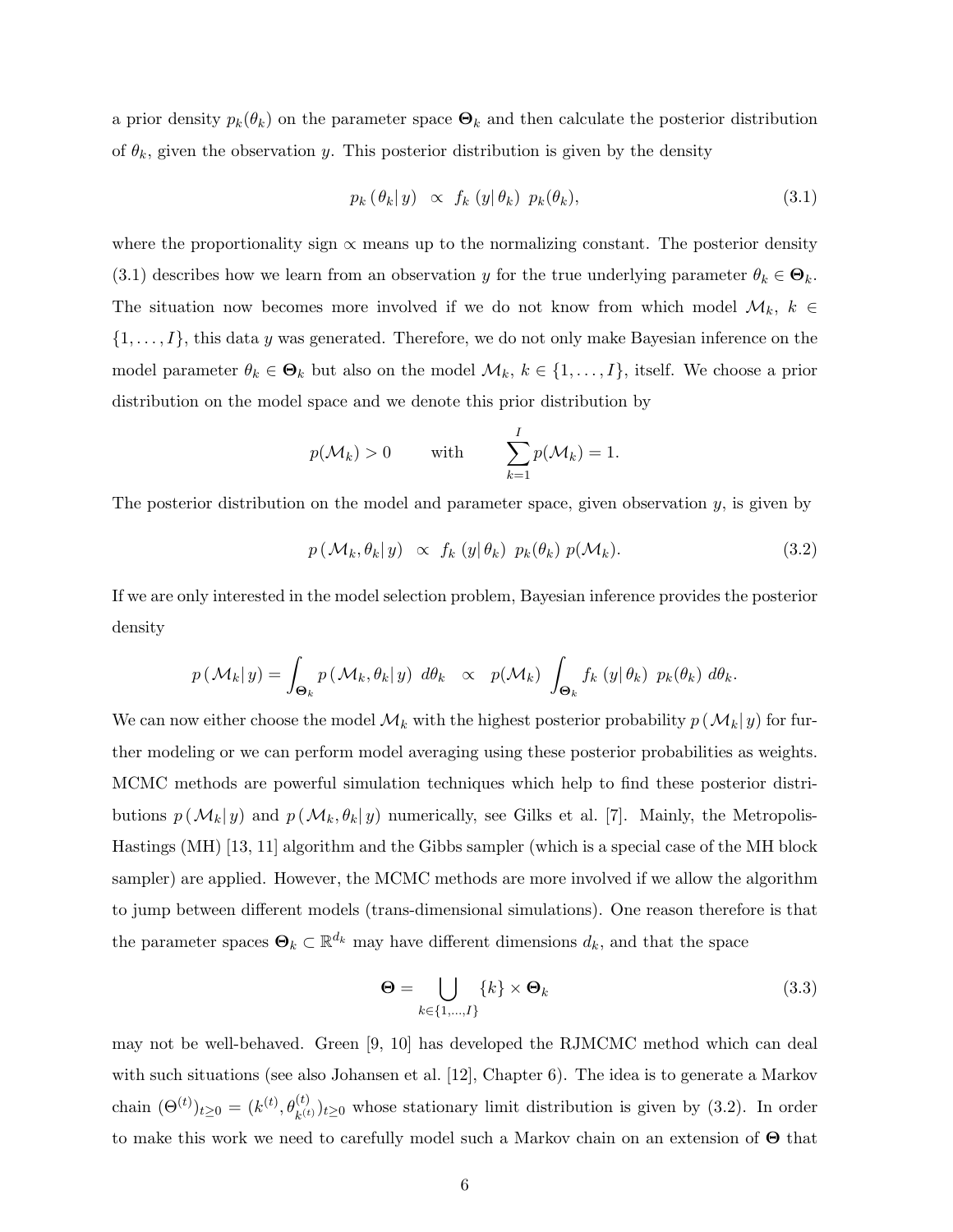a prior density $p_k(\theta_k)$ on the parameter space $\mathbf{\Theta}_k$ and then calculate the posterior distribution of $\theta_k$, given the observation $y$. This posterior distribution is given by the density

$$p_k\left(\theta_k | y\right) \;\propto\; f_k\left(y | \theta_k\right)\; p_k(\theta_k), \tag{3.1}$$

where the proportionality sign $\propto$ means up to the normalizing constant. The posterior density (3.1) describes how we learn from an observation $y$ for the true underlying parameter $\theta_k \in \mathbf{\Theta}_k$. The situation now becomes more involved if we do not know from which model $\mathcal{M}_k$, $k \in \{1, \ldots, I\}$, this data $y$ was generated. Therefore, we do not only make Bayesian inference on the model parameter $\theta_k \in \mathbf{\Theta}_k$ but also on the model $\mathcal{M}_k$, $k \in \{1, \ldots, I\}$, itself. We choose a prior distribution on the model space and we denote this prior distribution by

$$p(\mathcal{M}_k) > 0 \qquad \text{with} \qquad \sum_{k=1}^{I} p(\mathcal{M}_k) = 1.$$

The posterior distribution on the model and parameter space, given observation $y$, is given by

$$p\left(\mathcal{M}_k, \theta_k | y\right) \;\propto\; f_k\left(y | \theta_k\right)\; p_k(\theta_k)\; p(\mathcal{M}_k). \tag{3.2}$$

If we are only interested in the model selection problem, Bayesian inference provides the posterior density

$$p\left(\mathcal{M}_k | y\right) = \int_{\mathbf{\Theta}_k} p\left(\mathcal{M}_k, \theta_k | y\right)\, d\theta_k \;\;\propto\;\; p(\mathcal{M}_k) \int_{\mathbf{\Theta}_k} f_k\left(y | \theta_k\right)\; p_k(\theta_k)\; d\theta_k.$$

We can now either choose the model $\mathcal{M}_k$ with the highest posterior probability $p\left(\mathcal{M}_k | y\right)$ for further modeling or we can perform model averaging using these posterior probabilities as weights. MCMC methods are powerful simulation techniques which help to find these posterior distributions $p\left(\mathcal{M}_k | y\right)$ and $p\left(\mathcal{M}_k, \theta_k | y\right)$ numerically, see Gilks et al. [7]. Mainly, the Metropolis-Hastings (MH) [13, 11] algorithm and the Gibbs sampler (which is a special case of the MH block sampler) are applied. However, the MCMC methods are more involved if we allow the algorithm to jump between different models (trans-dimensional simulations). One reason therefore is that the parameter spaces $\mathbf{\Theta}_k \subset \mathbb{R}^{d_k}$ may have different dimensions $d_k$, and that the space

$$\mathbf{\Theta} = \bigcup_{k \in \{1, \ldots, I\}} \{k\} \times \mathbf{\Theta}_k \tag{3.3}$$

may not be well-behaved. Green [9, 10] has developed the RJMCMC method which can deal with such situations (see also Johansen et al. [12], Chapter 6). The idea is to generate a Markov chain $(\Theta^{(t)})_{t \geq 0} = (k^{(t)}, \theta_{k^{(t)}}^{(t)})_{t \geq 0}$ whose stationary limit distribution is given by (3.2). In order to make this work we need to carefully model such a Markov chain on an extension of $\mathbf{\Theta}$ that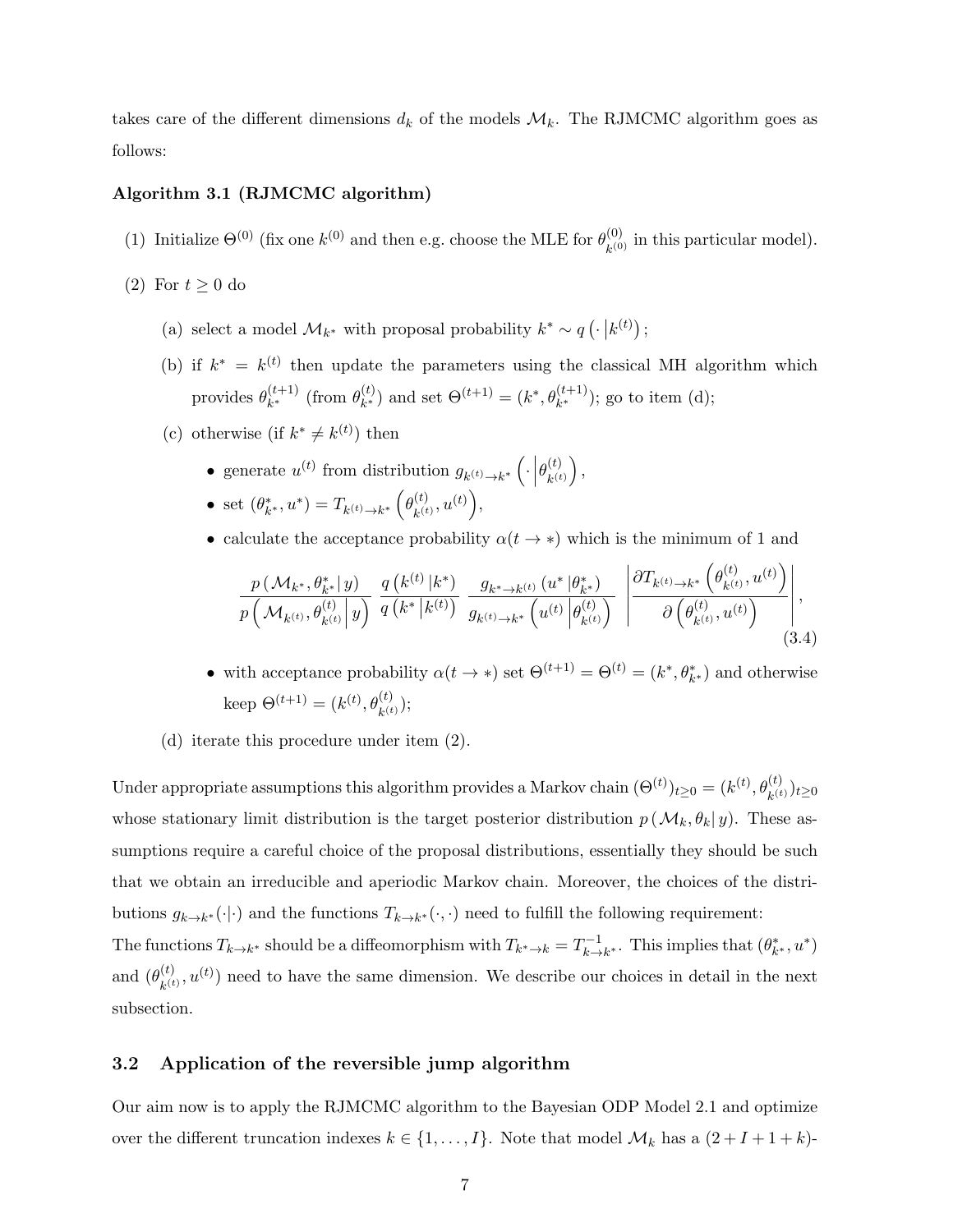takes care of the different dimensions $d_k$ of the models $\mathcal{M}_k$. The RJMCMC algorithm goes as follows:

**Algorithm 3.1 (RJMCMC algorithm)**

(1) Initialize $\Theta^{(0)}$ (fix one $k^{(0)}$ and then e.g. choose the MLE for $\theta^{(0)}_{k^{(0)}}$ in this particular model).

(2) For $t \geq 0$ do

   (a) select a model $\mathcal{M}_{k^*}$ with proposal probability $k^* \sim q\left(\cdot \,\middle|\, k^{(t)}\right)$;

   (b) if $k^* = k^{(t)}$ then update the parameters using the classical MH algorithm which provides $\theta^{(t+1)}_{k^*}$ (from $\theta^{(t)}_{k^*}$) and set $\Theta^{(t+1)} = (k^*, \theta^{(t+1)}_{k^*})$; go to item (d);

   (c) otherwise (if $k^* \neq k^{(t)}$) then

   - generate $u^{(t)}$ from distribution $g_{k^{(t)} \to k^*}\left(\cdot \,\middle|\, \theta^{(t)}_{k^{(t)}}\right)$,
   - set $(\theta^*_{k^*}, u^*) = T_{k^{(t)} \to k^*}\left(\theta^{(t)}_{k^{(t)}}, u^{(t)}\right)$,
   - calculate the acceptance probability $\alpha(t \to *)$ which is the minimum of 1 and

$$\frac{p\left(\mathcal{M}_{k^*}, \theta^*_{k^*} \middle| y\right)}{p\left(\mathcal{M}_{k^{(t)}}, \theta^{(t)}_{k^{(t)}} \middle| y\right)} \frac{q\left(k^{(t)} \middle| k^*\right)}{q\left(k^* \middle| k^{(t)}\right)} \frac{g_{k^* \to k^{(t)}}\left(u^* \middle| \theta^*_{k^*}\right)}{g_{k^{(t)} \to k^*}\left(u^{(t)} \middle| \theta^{(t)}_{k^{(t)}}\right)} \left| \frac{\partial T_{k^{(t)} \to k^*}\left(\theta^{(t)}_{k^{(t)}}, u^{(t)}\right)}{\partial\left(\theta^{(t)}_{k^{(t)}}, u^{(t)}\right)} \right|, \tag{3.4}$$

   - with acceptance probability $\alpha(t \to *)$ set $\Theta^{(t+1)} = \Theta^{(t)} = (k^*, \theta^*_{k^*})$ and otherwise keep $\Theta^{(t+1)} = (k^{(t)}, \theta^{(t)}_{k^{(t)}})$;

   (d) iterate this procedure under item (2).

Under appropriate assumptions this algorithm provides a Markov chain $(\Theta^{(t)})_{t \geq 0} = (k^{(t)}, \theta^{(t)}_{k^{(t)}})_{t \geq 0}$ whose stationary limit distribution is the target posterior distribution $p\left(\mathcal{M}_k, \theta_k \middle| y\right)$. These assumptions require a careful choice of the proposal distributions, essentially they should be such that we obtain an irreducible and aperiodic Markov chain. Moreover, the choices of the distributions $g_{k \to k^*}(\cdot|\cdot)$ and the functions $T_{k \to k^*}(\cdot, \cdot)$ need to fulfill the following requirement:
The functions $T_{k \to k^*}$ should be a diffeomorphism with $T_{k^* \to k} = T^{-1}_{k \to k^*}$. This implies that $(\theta^*_{k^*}, u^*)$ and $(\theta^{(t)}_{k^{(t)}}, u^{(t)})$ need to have the same dimension. We describe our choices in detail in the next subsection.

## 3.2 Application of the reversible jump algorithm

Our aim now is to apply the RJMCMC algorithm to the Bayesian ODP Model 2.1 and optimize over the different truncation indexes $k \in \{1, \ldots, I\}$. Note that model $\mathcal{M}_k$ has a $(2 + I + 1 + k)$-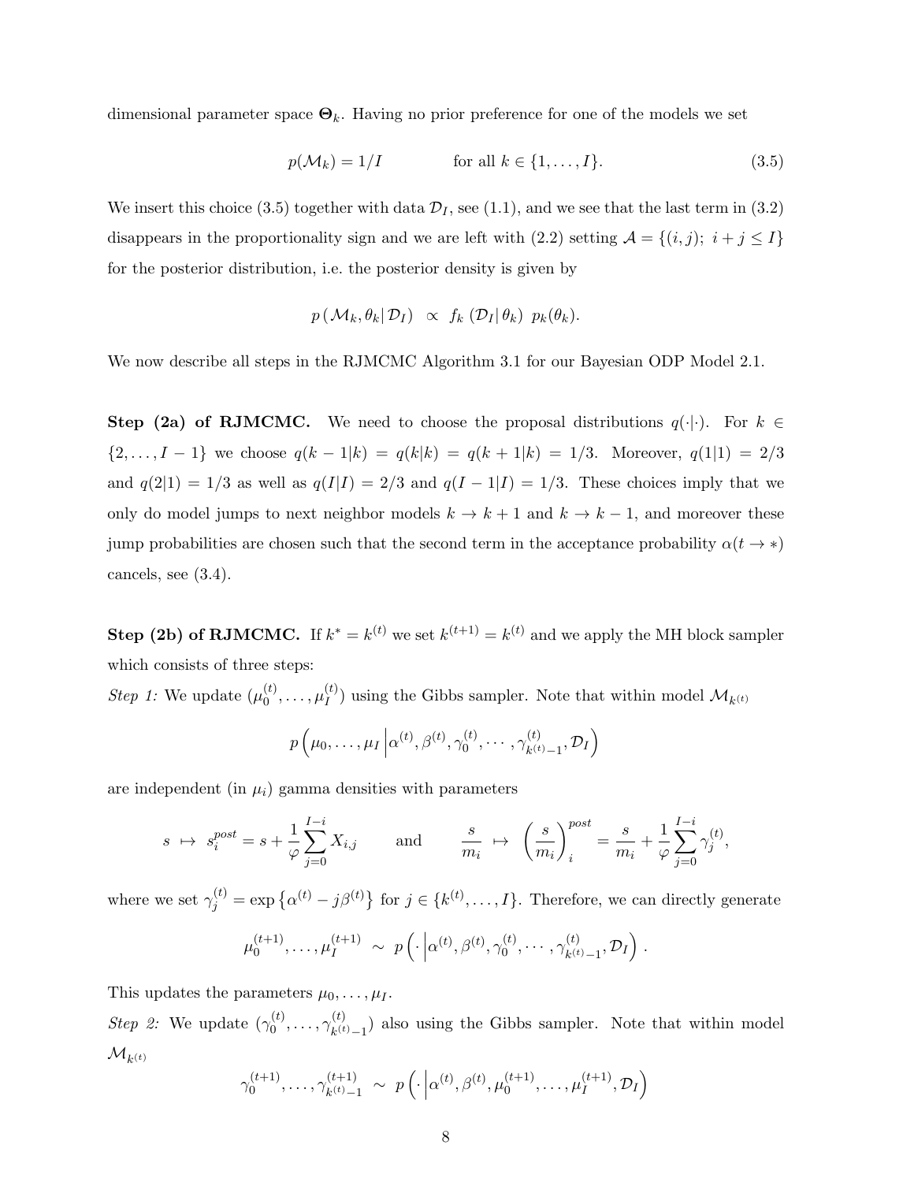dimensional parameter space $\mathbf{\Theta}_k$. Having no prior preference for one of the models we set

$$p(\mathcal{M}_k) = 1/I \qquad\qquad \text{for all } k \in \{1, \ldots, I\}. \tag{3.5}$$

We insert this choice (3.5) together with data $\mathcal{D}_I$, see (1.1), and we see that the last term in (3.2) disappears in the proportionality sign and we are left with (2.2) setting $\mathcal{A} = \{(i,j);\ i+j \leq I\}$ for the posterior distribution, i.e. the posterior density is given by

$$p\left(\mathcal{M}_k, \theta_k \middle|\, \mathcal{D}_I\right) \ \propto\ f_k\left(\mathcal{D}_I \middle|\, \theta_k\right)\ p_k(\theta_k).$$

We now describe all steps in the RJMCMC Algorithm 3.1 for our Bayesian ODP Model 2.1.

**Step (2a) of RJMCMC.** We need to choose the proposal distributions $q(\cdot|\cdot)$. For $k \in \{2, \ldots, I-1\}$ we choose $q(k-1|k) = q(k|k) = q(k+1|k) = 1/3$. Moreover, $q(1|1) = 2/3$ and $q(2|1) = 1/3$ as well as $q(I|I) = 2/3$ and $q(I-1|I) = 1/3$. These choices imply that we only do model jumps to next neighbor models $k \to k+1$ and $k \to k-1$, and moreover these jump probabilities are chosen such that the second term in the acceptance probability $\alpha(t \to *)$ cancels, see (3.4).

**Step (2b) of RJMCMC.** If $k^* = k^{(t)}$ we set $k^{(t+1)} = k^{(t)}$ and we apply the MH block sampler which consists of three steps:

*Step 1:* We update $(\mu_0^{(t)}, \ldots, \mu_I^{(t)})$ using the Gibbs sampler. Note that within model $\mathcal{M}_{k^{(t)}}$

$$p\left(\mu_0, \ldots, \mu_I \middle|\, \alpha^{(t)}, \beta^{(t)}, \gamma_0^{(t)}, \cdots, \gamma_{k^{(t)}-1}^{(t)}, \mathcal{D}_I\right)$$

are independent (in $\mu_i$) gamma densities with parameters

$$s \ \mapsto\ s_i^{post} = s + \frac{1}{\varphi}\sum_{j=0}^{I-i} X_{i,j} \qquad \text{and} \qquad \frac{s}{m_i} \ \mapsto\ \left(\frac{s}{m_i}\right)_i^{post} = \frac{s}{m_i} + \frac{1}{\varphi}\sum_{j=0}^{I-i}\gamma_j^{(t)},$$

where we set $\gamma_j^{(t)} = \exp\left\{\alpha^{(t)} - j\beta^{(t)}\right\}$ for $j \in \{k^{(t)}, \ldots, I\}$. Therefore, we can directly generate

$$\mu_0^{(t+1)}, \ldots, \mu_I^{(t+1)} \ \sim\ p\left(\cdot \middle|\, \alpha^{(t)}, \beta^{(t)}, \gamma_0^{(t)}, \cdots, \gamma_{k^{(t)}-1}^{(t)}, \mathcal{D}_I\right).$$

This updates the parameters $\mu_0, \ldots, \mu_I$.

*Step 2:* We update $(\gamma_0^{(t)}, \ldots, \gamma_{k^{(t)}-1}^{(t)})$ also using the Gibbs sampler. Note that within model $\mathcal{M}_{k^{(t)}}$

$$\gamma_0^{(t+1)}, \ldots, \gamma_{k^{(t)}-1}^{(t+1)} \ \sim\ p\left(\cdot \middle|\, \alpha^{(t)}, \beta^{(t)}, \mu_0^{(t+1)}, \ldots, \mu_I^{(t+1)}, \mathcal{D}_I\right)$$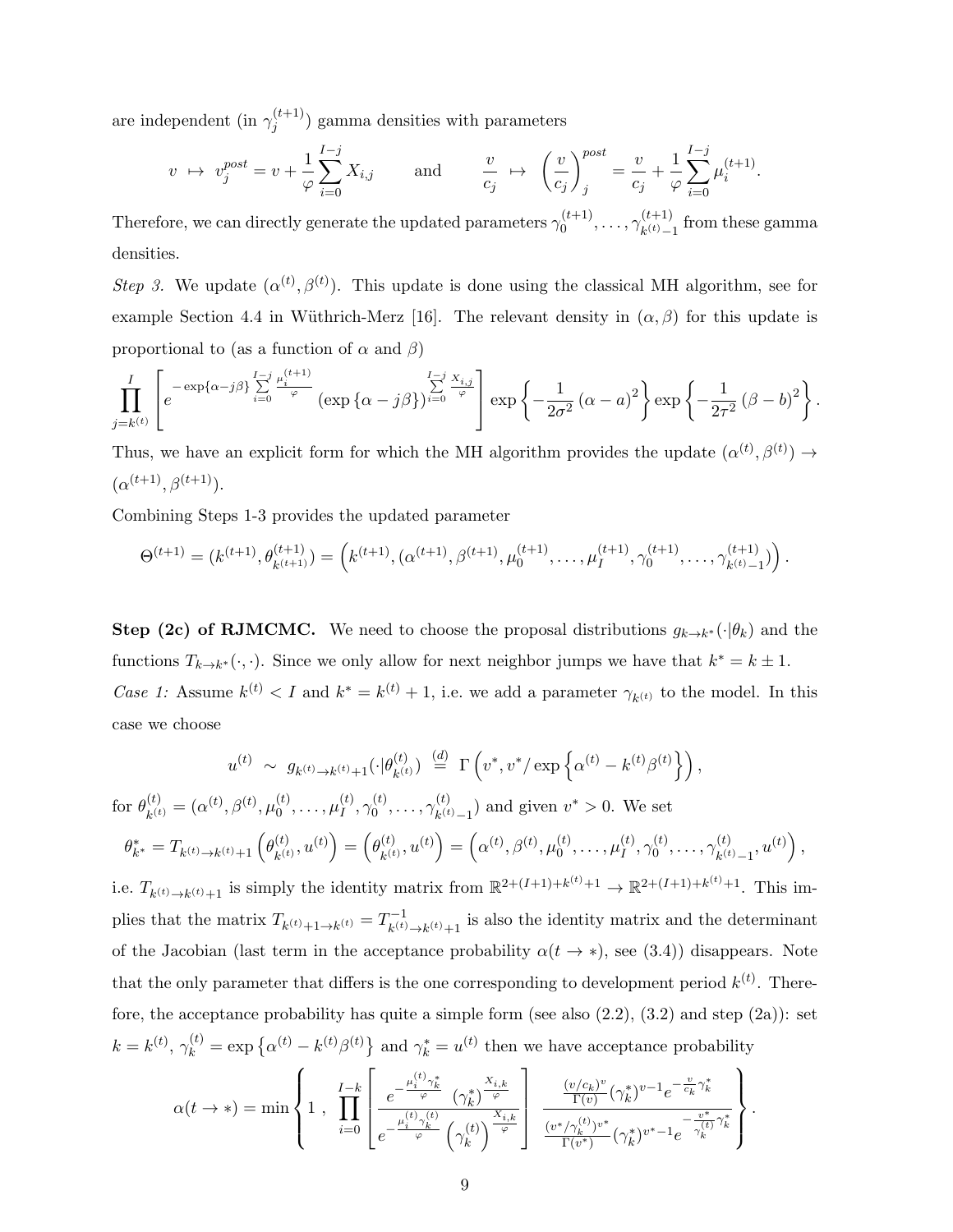are independent (in $\gamma_j^{(t+1)}$) gamma densities with parameters

$$v \ \mapsto \ v_j^{post} = v + \frac{1}{\varphi}\sum_{i=0}^{I-j} X_{i,j} \qquad \text{and} \qquad \frac{v}{c_j} \ \mapsto \ \left(\frac{v}{c_j}\right)_j^{post} = \frac{v}{c_j} + \frac{1}{\varphi}\sum_{i=0}^{I-j} \mu_i^{(t+1)}.$$

Therefore, we can directly generate the updated parameters $\gamma_0^{(t+1)}, \ldots, \gamma_{k^{(t)}-1}^{(t+1)}$ from these gamma densities.

*Step 3.* We update $(\alpha^{(t)}, \beta^{(t)})$. This update is done using the classical MH algorithm, see for example Section 4.4 in Wüthrich-Merz [16]. The relevant density in $(\alpha, \beta)$ for this update is proportional to (as a function of $\alpha$ and $\beta$)

$$\prod_{j=k^{(t)}}^{I} \left[ e^{-\exp\{\alpha - j\beta\} \sum_{i=0}^{I-j} \frac{\mu_i^{(t+1)}}{\varphi}} \left(\exp\{\alpha - j\beta\}\right)^{\sum_{i=0}^{I-j} \frac{X_{i,j}}{\varphi}} \right] \exp\left\{-\frac{1}{2\sigma^2}(\alpha - a)^2\right\} \exp\left\{-\frac{1}{2\tau^2}(\beta - b)^2\right\}.$$

Thus, we have an explicit form for which the MH algorithm provides the update $(\alpha^{(t)}, \beta^{(t)}) \to (\alpha^{(t+1)}, \beta^{(t+1)})$.

Combining Steps 1-3 provides the updated parameter

$$\Theta^{(t+1)} = (k^{(t+1)}, \theta_{k^{(t+1)}}^{(t+1)}) = \left(k^{(t+1)}, (\alpha^{(t+1)}, \beta^{(t+1)}, \mu_0^{(t+1)}, \ldots, \mu_I^{(t+1)}, \gamma_0^{(t+1)}, \ldots, \gamma_{k^{(t)}-1}^{(t+1)})\right).$$

**Step (2c) of RJMCMC.** We need to choose the proposal distributions $g_{k \to k^*}(\cdot|\theta_k)$ and the functions $T_{k \to k^*}(\cdot, \cdot)$. Since we only allow for next neighbor jumps we have that $k^* = k \pm 1$.

*Case 1:* Assume $k^{(t)} < I$ and $k^* = k^{(t)} + 1$, i.e. we add a parameter $\gamma_{k^{(t)}}$ to the model. In this case we choose

$$u^{(t)} \ \sim \ g_{k^{(t)} \to k^{(t)}+1}(\cdot|\theta_{k^{(t)}}^{(t)}) \ \stackrel{(d)}{=} \ \Gamma\left(v^*, v^*/\exp\left\{\alpha^{(t)} - k^{(t)}\beta^{(t)}\right\}\right),$$

for $\theta_{k^{(t)}}^{(t)} = (\alpha^{(t)}, \beta^{(t)}, \mu_0^{(t)}, \ldots, \mu_I^{(t)}, \gamma_0^{(t)}, \ldots, \gamma_{k^{(t)}-1}^{(t)})$ and given $v^* > 0$. We set

$$\theta_{k^*}^* = T_{k^{(t)} \to k^{(t)}+1}\left(\theta_{k^{(t)}}^{(t)}, u^{(t)}\right) = \left(\theta_{k^{(t)}}^{(t)}, u^{(t)}\right) = \left(\alpha^{(t)}, \beta^{(t)}, \mu_0^{(t)}, \ldots, \mu_I^{(t)}, \gamma_0^{(t)}, \ldots, \gamma_{k^{(t)}-1}^{(t)}, u^{(t)}\right),$$

i.e. $T_{k^{(t)} \to k^{(t)}+1}$ is simply the identity matrix from $\mathbb{R}^{2+(I+1)+k^{(t)}+1} \to \mathbb{R}^{2+(I+1)+k^{(t)}+1}$. This implies that the matrix $T_{k^{(t)}+1 \to k^{(t)}} = T_{k^{(t)} \to k^{(t)}+1}^{-1}$ is also the identity matrix and the determinant of the Jacobian (last term in the acceptance probability $\alpha(t \to *)$, see (3.4)) disappears. Note that the only parameter that differs is the one corresponding to development period $k^{(t)}$. Therefore, the acceptance probability has quite a simple form (see also (2.2), (3.2) and step (2a)): set $k = k^{(t)}$, $\gamma_k^{(t)} = \exp\left\{\alpha^{(t)} - k^{(t)}\beta^{(t)}\right\}$ and $\gamma_k^* = u^{(t)}$ then we have acceptance probability

$$\alpha(t \to *) = \min\left\{1 \ , \ \prod_{i=0}^{I-k} \left[ \frac{e^{-\frac{\mu_i^{(t)}\gamma_k^*}{\varphi}} \ (\gamma_k^*)^{\frac{X_{i,k}}{\varphi}}}{e^{-\frac{\mu_i^{(t)}\gamma_k^{(t)}}{\varphi}} \left(\gamma_k^{(t)}\right)^{\frac{X_{i,k}}{\varphi}}} \right] \ \frac{\frac{(v/c_k)^v}{\Gamma(v)}(\gamma_k^*)^{v-1} e^{-\frac{v}{c_k}\gamma_k^*}}{\frac{(v^*/\gamma_k^{(t)})^{v^*}}{\Gamma(v^*)}(\gamma_k^*)^{v^*-1} e^{-\frac{v^*}{\gamma_k^{(t)}}\gamma_k^*}} \right\}.$$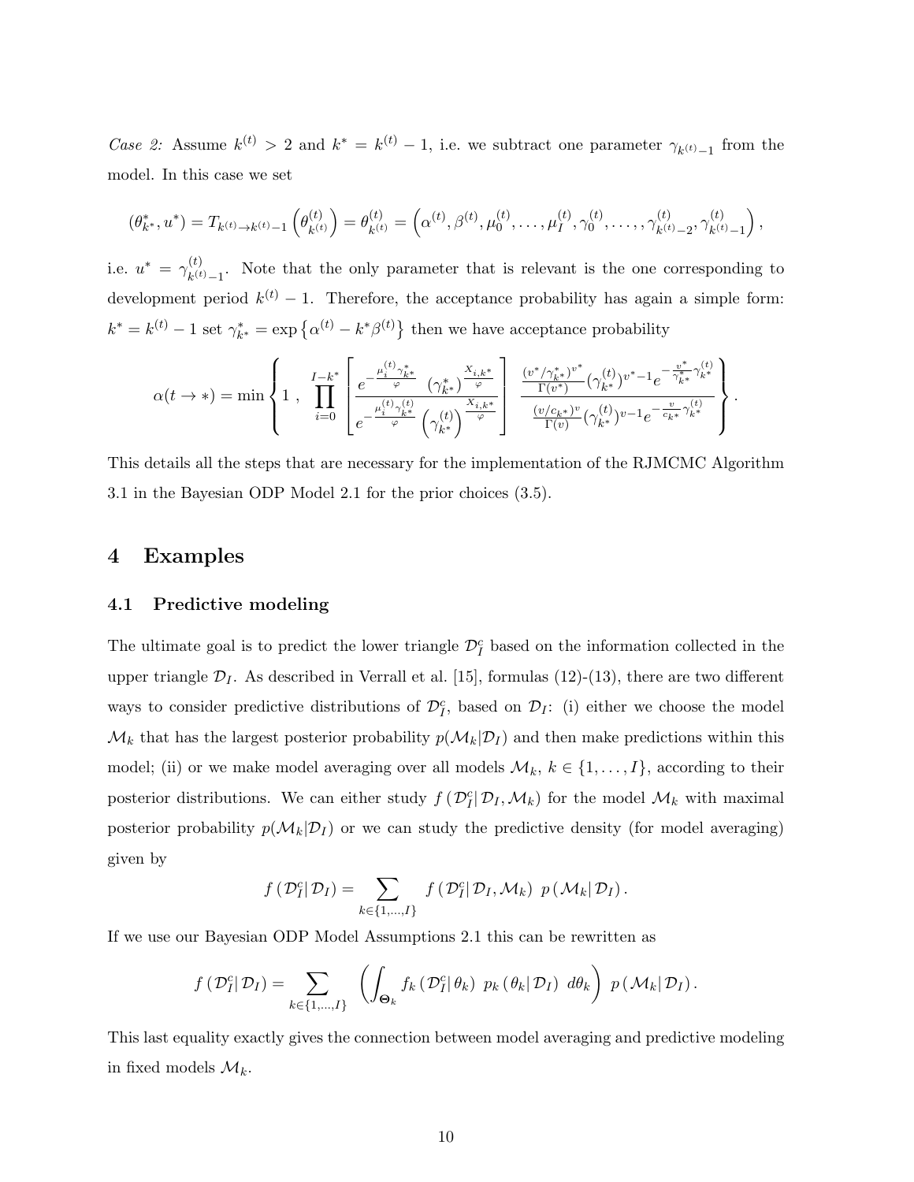*Case 2:* Assume $k^{(t)} > 2$ and $k^* = k^{(t)} - 1$, i.e. we subtract one parameter $\gamma_{k^{(t)}-1}$ from the model. In this case we set

$$(\theta^*_{k^*}, u^*) = T_{k^{(t)} \to k^{(t)}-1}\left(\theta^{(t)}_{k^{(t)}}\right) = \theta^{(t)}_{k^{(t)}} = \left(\alpha^{(t)}, \beta^{(t)}, \mu_0^{(t)}, \ldots, \mu_I^{(t)}, \gamma_0^{(t)}, \ldots, \gamma^{(t)}_{k^{(t)}-2}, \gamma^{(t)}_{k^{(t)}-1}\right),$$

i.e. $u^* = \gamma^{(t)}_{k^{(t)}-1}$. Note that the only parameter that is relevant is the one corresponding to development period $k^{(t)} - 1$. Therefore, the acceptance probability has again a simple form: $k^* = k^{(t)} - 1$ set $\gamma^*_{k^*} = \exp\left\{\alpha^{(t)} - k^* \beta^{(t)}\right\}$ then we have acceptance probability

$$\alpha(t \to *) = \min\left\{1 \;,\; \prod_{i=0}^{I-k^*} \left[\frac{e^{-\frac{\mu_i^{(t)} \gamma^*_{k^*}}{\varphi}} \left(\gamma^*_{k^*}\right)^{\frac{X_{i,k^*}}{\varphi}}}{e^{-\frac{\mu_i^{(t)} \gamma^{(t)}_{k^*}}{\varphi}} \left(\gamma^{(t)}_{k^*}\right)^{\frac{X_{i,k^*}}{\varphi}}}\right] \; \frac{\frac{(v^*/\gamma^*_{k^*})^{v^*}}{\Gamma(v^*)} (\gamma^{(t)}_{k^*})^{v^*-1} e^{-\frac{v^*}{\gamma^*_{k^*}} \gamma^{(t)}_{k^*}}}{\frac{(v/c_{k^*})^{v}}{\Gamma(v)} (\gamma^{(t)}_{k^*})^{v-1} e^{-\frac{v}{c_{k^*}} \gamma^{(t)}_{k^*}}}\right\}.$$

This details all the steps that are necessary for the implementation of the RJMCMC Algorithm 3.1 in the Bayesian ODP Model 2.1 for the prior choices (3.5).

# 4 Examples

## 4.1 Predictive modeling

The ultimate goal is to predict the lower triangle $\mathcal{D}_I^c$ based on the information collected in the upper triangle $\mathcal{D}_I$. As described in Verrall et al. [15], formulas (12)-(13), there are two different ways to consider predictive distributions of $\mathcal{D}_I^c$, based on $\mathcal{D}_I$: (i) either we choose the model $\mathcal{M}_k$ that has the largest posterior probability $p(\mathcal{M}_k|\mathcal{D}_I)$ and then make predictions within this model; (ii) or we make model averaging over all models $\mathcal{M}_k$, $k \in \{1, \ldots, I\}$, according to their posterior distributions. We can either study $f\left(\mathcal{D}_I^c\middle|\,\mathcal{D}_I, \mathcal{M}_k\right)$ for the model $\mathcal{M}_k$ with maximal posterior probability $p(\mathcal{M}_k|\mathcal{D}_I)$ or we can study the predictive density (for model averaging) given by

$$f\left(\mathcal{D}_I^c\middle|\,\mathcal{D}_I\right) = \sum_{k \in \{1, \ldots, I\}} f\left(\mathcal{D}_I^c\middle|\,\mathcal{D}_I, \mathcal{M}_k\right)\; p\left(\mathcal{M}_k\middle|\,\mathcal{D}_I\right).$$

If we use our Bayesian ODP Model Assumptions 2.1 this can be rewritten as

$$f\left(\mathcal{D}_I^c\middle|\,\mathcal{D}_I\right) = \sum_{k \in \{1, \ldots, I\}} \left(\int_{\boldsymbol{\Theta}_k} f_k\left(\mathcal{D}_I^c\middle|\,\theta_k\right)\; p_k\left(\theta_k\middle|\,\mathcal{D}_I\right)\; d\theta_k\right)\; p\left(\mathcal{M}_k\middle|\,\mathcal{D}_I\right).$$

This last equality exactly gives the connection between model averaging and predictive modeling in fixed models $\mathcal{M}_k$.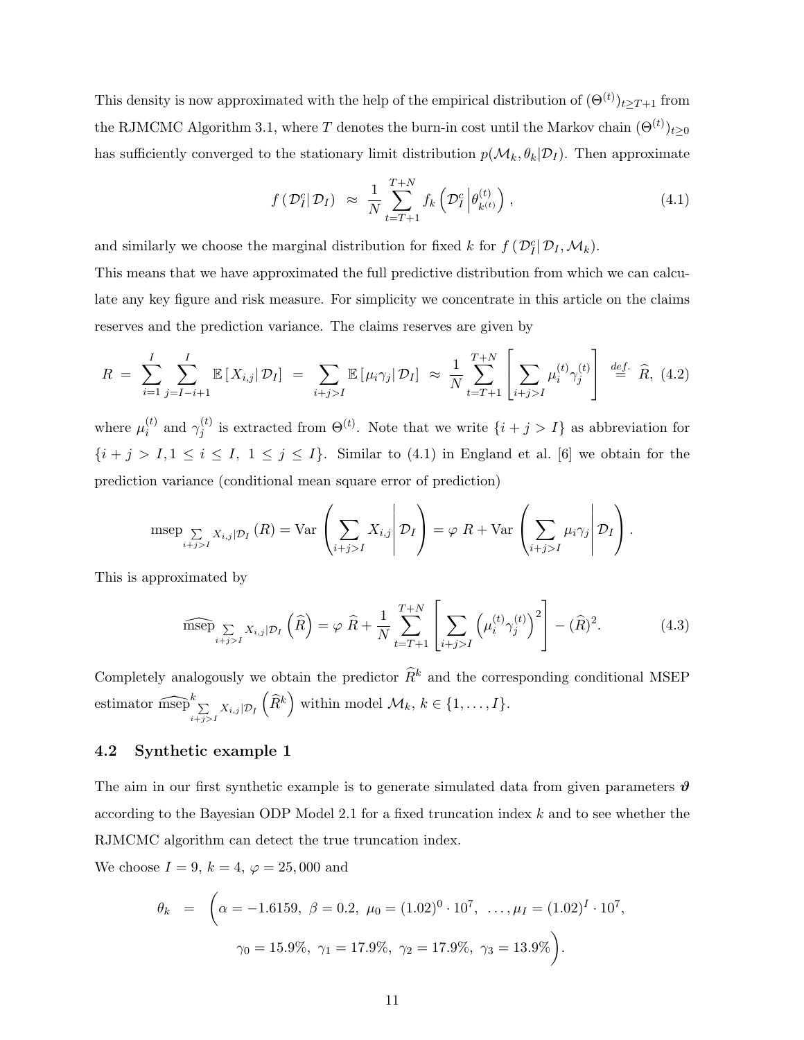This density is now approximated with the help of the empirical distribution of $(\Theta^{(t)})_{t\geq T+1}$ from the RJMCMC Algorithm 3.1, where $T$ denotes the burn-in cost until the Markov chain $(\Theta^{(t)})_{t\geq 0}$ has sufficiently converged to the stationary limit distribution $p(\mathcal{M}_k, \theta_k|\mathcal{D}_I)$. Then approximate

$$f\left(\mathcal{D}_I^c\middle|\,\mathcal{D}_I\right) \;\approx\; \frac{1}{N}\sum_{t=T+1}^{T+N} f_k\left(\mathcal{D}_I^c\,\middle|\,\theta_{k^{(t)}}^{(t)}\right), \tag{4.1}$$

and similarly we choose the marginal distribution for fixed $k$ for $f\left(\mathcal{D}_I^c\middle|\,\mathcal{D}_I, \mathcal{M}_k\right)$.

This means that we have approximated the full predictive distribution from which we can calculate any key figure and risk measure. For simplicity we concentrate in this article on the claims reserves and the prediction variance. The claims reserves are given by

$$R \;=\; \sum_{i=1}^{I}\sum_{j=I-i+1}^{I} \mathbb{E}\left[X_{i,j}\middle|\,\mathcal{D}_I\right] \;=\; \sum_{i+j>I} \mathbb{E}\left[\mu_i\gamma_j\middle|\,\mathcal{D}_I\right] \;\approx\; \frac{1}{N}\sum_{t=T+1}^{T+N}\left[\sum_{i+j>I}\mu_i^{(t)}\gamma_j^{(t)}\right] \;\stackrel{def.}{=}\; \widehat{R}, \tag{4.2}$$

where $\mu_i^{(t)}$ and $\gamma_j^{(t)}$ is extracted from $\Theta^{(t)}$. Note that we write $\{i+j>I\}$ as abbreviation for $\{i+j>I, 1\leq i\leq I,\ 1\leq j\leq I\}$. Similar to (4.1) in England et al. [6] we obtain for the prediction variance (conditional mean square error of prediction)

$$\text{msep}_{\sum_{i+j>I} X_{i,j}|\mathcal{D}_I}\left(R\right) = \text{Var}\left(\sum_{i+j>I} X_{i,j}\middle|\,\mathcal{D}_I\right) = \varphi\; R + \text{Var}\left(\sum_{i+j>I}\mu_i\gamma_j\middle|\,\mathcal{D}_I\right).$$

This is approximated by

$$\widehat{\text{msep}}_{\sum_{i+j>I} X_{i,j}|\mathcal{D}_I}\left(\widehat{R}\right) = \varphi\;\widehat{R} + \frac{1}{N}\sum_{t=T+1}^{T+N}\left[\sum_{i+j>I}\left(\mu_i^{(t)}\gamma_j^{(t)}\right)^2\right] - (\widehat{R})^2. \tag{4.3}$$

Completely analogously we obtain the predictor $\widehat{R}^k$ and the corresponding conditional MSEP estimator $\widehat{\text{msep}}^k_{\sum_{i+j>I} X_{i,j}|\mathcal{D}_I}\left(\widehat{R}^k\right)$ within model $\mathcal{M}_k$, $k\in\{1,\ldots,I\}$.

### 4.2 Synthetic example 1

The aim in our first synthetic example is to generate simulated data from given parameters $\boldsymbol{\vartheta}$ according to the Bayesian ODP Model 2.1 for a fixed truncation index $k$ and to see whether the RJMCMC algorithm can detect the true truncation index.

We choose $I=9$, $k=4$, $\varphi=25{,}000$ and

$$\theta_k \;=\; \Big(\alpha=-1.6159,\ \beta=0.2,\ \mu_0=(1.02)^0\cdot 10^7,\ \ldots, \mu_I=(1.02)^I\cdot 10^7,$$
$$\gamma_0=15.9\%,\ \gamma_1=17.9\%,\ \gamma_2=17.9\%,\ \gamma_3=13.9\%\Big).$$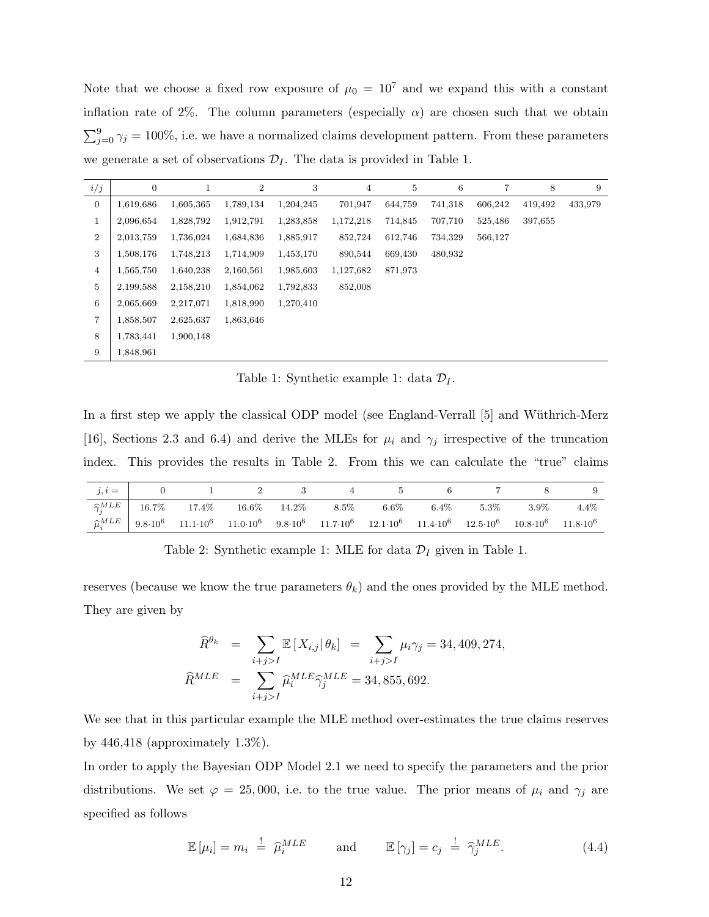Note that we choose a fixed row exposure of $\mu_0 = 10^7$ and we expand this with a constant inflation rate of 2%. The column parameters (especially $\alpha$) are chosen such that we obtain $\sum_{j=0}^{9} \gamma_j = 100\%$, i.e. we have a normalized claims development pattern. From these parameters we generate a set of observations $\mathcal{D}_I$. The data is provided in Table 1.

| $i/j$ | 0 | 1 | 2 | 3 | 4 | 5 | 6 | 7 | 8 | 9 |
|---|---|---|---|---|---|---|---|---|---|---|
| 0 | 1,619,686 | 1,605,365 | 1,789,134 | 1,204,245 | 701,947 | 644,759 | 741,318 | 606,242 | 419,492 | 433,979 |
| 1 | 2,096,654 | 1,828,792 | 1,912,791 | 1,283,858 | 1,172,218 | 714,845 | 707,710 | 525,486 | 397,655 | |
| 2 | 2,013,759 | 1,736,024 | 1,684,836 | 1,885,917 | 852,724 | 612,746 | 734,329 | 566,127 | | |
| 3 | 1,508,176 | 1,748,213 | 1,714,909 | 1,453,170 | 890,544 | 669,430 | 480,932 | | | |
| 4 | 1,565,750 | 1,640,238 | 2,160,561 | 1,985,603 | 1,127,682 | 871,973 | | | | |
| 5 | 2,199,588 | 2,158,210 | 1,854,062 | 1,792,833 | 852,008 | | | | | |
| 6 | 2,065,669 | 2,217,071 | 1,818,990 | 1,270,410 | | | | | | |
| 7 | 1,858,507 | 2,625,637 | 1,863,646 | | | | | | | |
| 8 | 1,783,441 | 1,900,148 | | | | | | | | |
| 9 | 1,848,961 | | | | | | | | | |

Table 1: Synthetic example 1: data $\mathcal{D}_I$.

In a first step we apply the classical ODP model (see England-Verrall [5] and Wüthrich-Merz [16], Sections 2.3 and 6.4) and derive the MLEs for $\mu_i$ and $\gamma_j$ irrespective of the truncation index. This provides the results in Table 2. From this we can calculate the "true" claims

| $j, i =$ | 0 | 1 | 2 | 3 | 4 | 5 | 6 | 7 | 8 | 9 |
|---|---|---|---|---|---|---|---|---|---|---|
| $\widehat{\gamma}_j^{MLE}$ | 16.7% | 17.4% | 16.6% | 14.2% | 8.5% | 6.6% | 6.4% | 5.3% | 3.9% | 4.4% |
| $\widehat{\mu}_i^{MLE}$ | $9.8 \cdot 10^6$ | $11.1 \cdot 10^6$ | $11.0 \cdot 10^6$ | $9.8 \cdot 10^6$ | $11.7 \cdot 10^6$ | $12.1 \cdot 10^6$ | $11.4 \cdot 10^6$ | $12.5 \cdot 10^6$ | $10.8 \cdot 10^6$ | $11.8 \cdot 10^6$ |

Table 2: Synthetic example 1: MLE for data $\mathcal{D}_I$ given in Table 1.

reserves (because we know the true parameters $\theta_k$) and the ones provided by the MLE method. They are given by

$$
\begin{aligned}
\widehat{R}^{\theta_k} &= \sum_{i+j>I} \mathbb{E}\left[X_{i,j} \middle| \theta_k\right] = \sum_{i+j>I} \mu_i \gamma_j = 34,409,274, \\
\widehat{R}^{MLE} &= \sum_{i+j>I} \widehat{\mu}_i^{MLE} \widehat{\gamma}_j^{MLE} = 34,855,692.
\end{aligned}
$$

We see that in this particular example the MLE method over-estimates the true claims reserves by 446,418 (approximately 1.3%).

In order to apply the Bayesian ODP Model 2.1 we need to specify the parameters and the prior distributions. We set $\varphi = 25,000$, i.e. to the true value. The prior means of $\mu_i$ and $\gamma_j$ are specified as follows

$$
\mathbb{E}[\mu_i] = m_i \stackrel{!}{=} \widehat{\mu}_i^{MLE} \qquad \text{and} \qquad \mathbb{E}[\gamma_j] = c_j \stackrel{!}{=} \widehat{\gamma}_j^{MLE}. \tag{4.4}
$$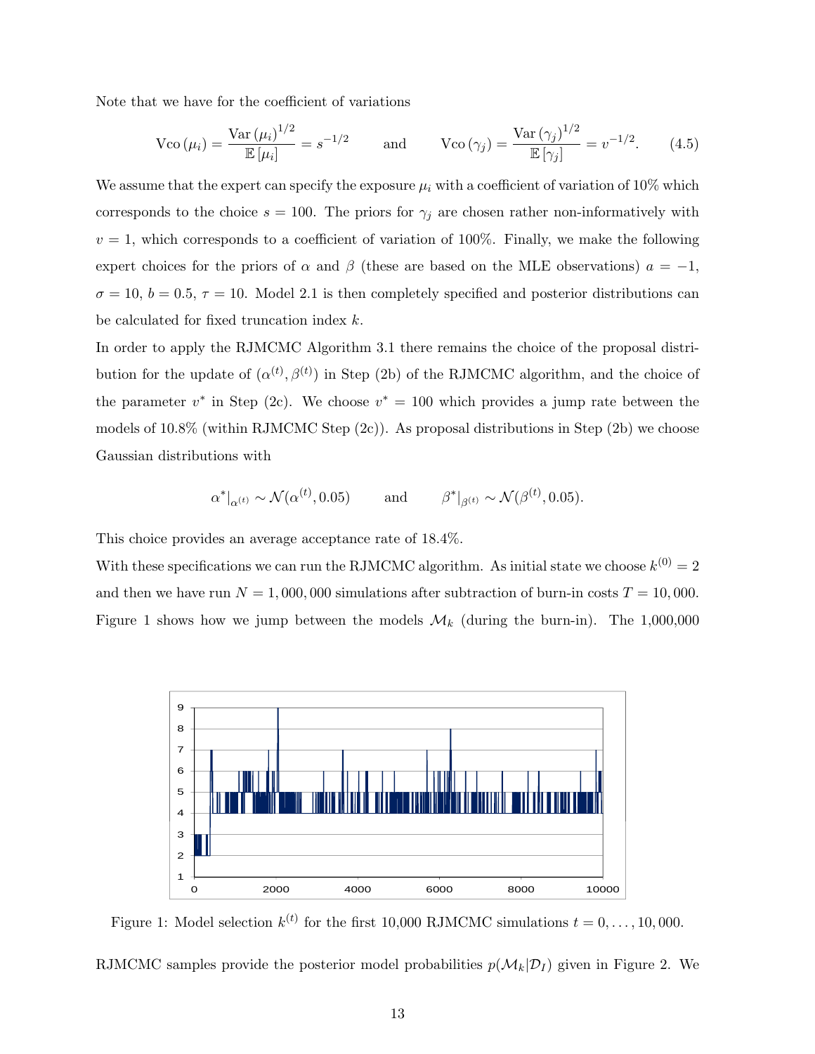Note that we have for the coefficient of variations

$$\mathrm{Vco}\left(\mu_i\right) = \frac{\mathrm{Var}\left(\mu_i\right)^{1/2}}{\mathbb{E}\left[\mu_i\right]} = s^{-1/2} \qquad \text{and} \qquad \mathrm{Vco}\left(\gamma_j\right) = \frac{\mathrm{Var}\left(\gamma_j\right)^{1/2}}{\mathbb{E}\left[\gamma_j\right]} = v^{-1/2}. \tag{4.5}$$

We assume that the expert can specify the exposure $\mu_i$ with a coefficient of variation of 10% which corresponds to the choice $s = 100$. The priors for $\gamma_j$ are chosen rather non-informatively with $v = 1$, which corresponds to a coefficient of variation of 100%. Finally, we make the following expert choices for the priors of $\alpha$ and $\beta$ (these are based on the MLE observations) $a = -1$, $\sigma = 10$, $b = 0.5$, $\tau = 10$. Model 2.1 is then completely specified and posterior distributions can be calculated for fixed truncation index $k$.

In order to apply the RJMCMC Algorithm 3.1 there remains the choice of the proposal distribution for the update of $(\alpha^{(t)}, \beta^{(t)})$ in Step (2b) of the RJMCMC algorithm, and the choice of the parameter $v^*$ in Step (2c). We choose $v^* = 100$ which provides a jump rate between the models of 10.8% (within RJMCMC Step (2c)). As proposal distributions in Step (2b) we choose Gaussian distributions with

$$\alpha^*|_{\alpha^{(t)}} \sim \mathcal{N}(\alpha^{(t)}, 0.05) \qquad \text{and} \qquad \beta^*|_{\beta^{(t)}} \sim \mathcal{N}(\beta^{(t)}, 0.05).$$

This choice provides an average acceptance rate of 18.4%.

With these specifications we can run the RJMCMC algorithm. As initial state we choose $k^{(0)} = 2$ and then we have run $N = 1,000,000$ simulations after subtraction of burn-in costs $T = 10,000$. Figure 1 shows how we jump between the models $\mathcal{M}_k$ (during the burn-in). The 1,000,000

Figure 1: Model selection $k^{(t)}$ for the first 10,000 RJMCMC simulations $t = 0, \ldots, 10,000$.

RJMCMC samples provide the posterior model probabilities $p(\mathcal{M}_k|\mathcal{D}_I)$ given in Figure 2. We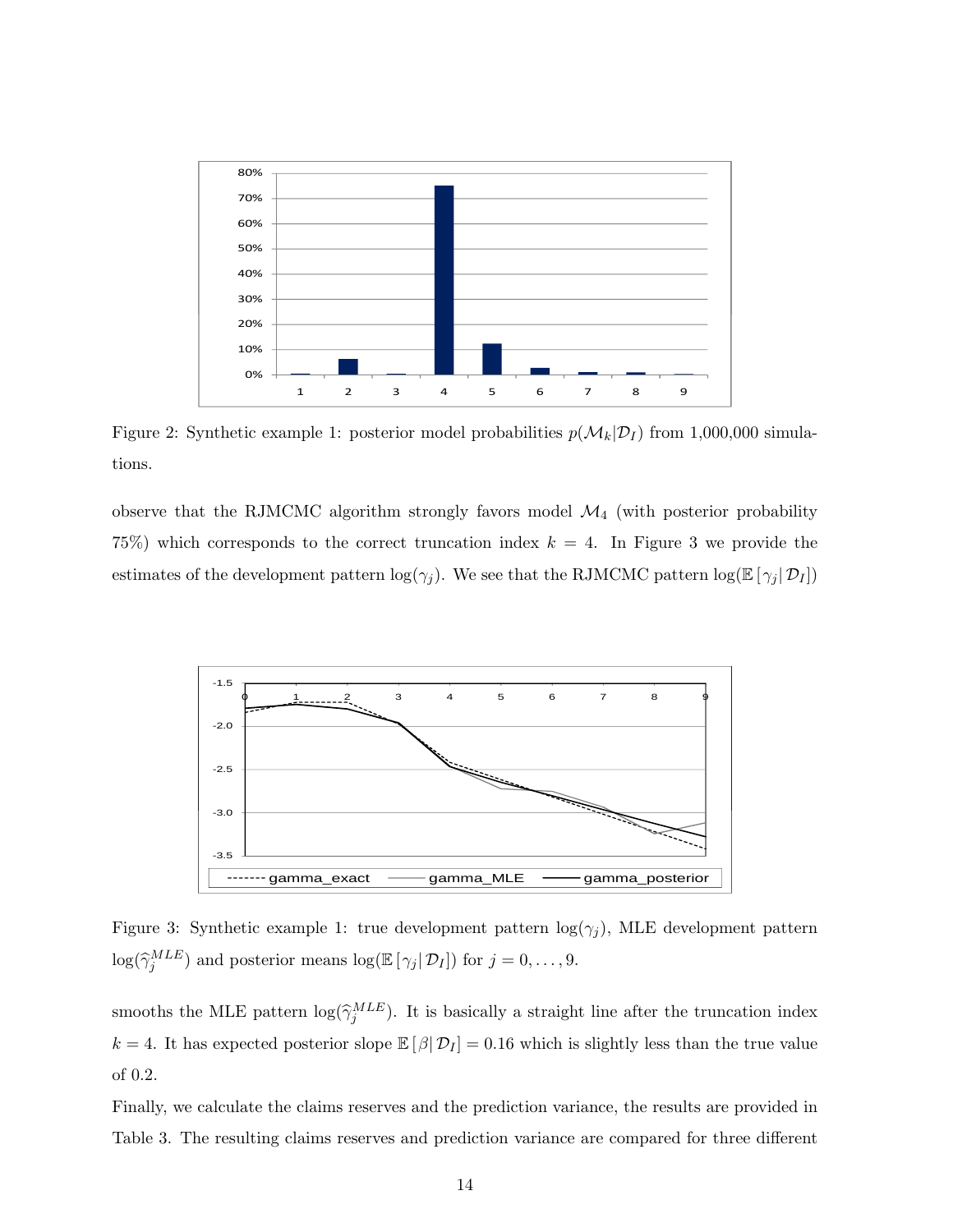Figure 2: Synthetic example 1: posterior model probabilities $p(\mathcal{M}_k|\mathcal{D}_I)$ from 1,000,000 simulations.

observe that the RJMCMC algorithm strongly favors model $\mathcal{M}_4$ (with posterior probability 75%) which corresponds to the correct truncation index $k = 4$. In Figure 3 we provide the estimates of the development pattern $\log(\gamma_j)$. We see that the RJMCMC pattern $\log(\mathbb{E}[\gamma_j|\mathcal{D}_I])$

Figure 3: Synthetic example 1: true development pattern $\log(\gamma_j)$, MLE development pattern $\log(\widehat{\gamma}_j^{MLE})$ and posterior means $\log(\mathbb{E}[\gamma_j|\mathcal{D}_I])$ for $j = 0, \ldots, 9$.

smooths the MLE pattern $\log(\widehat{\gamma}_j^{MLE})$. It is basically a straight line after the truncation index $k = 4$. It has expected posterior slope $\mathbb{E}[\beta|\mathcal{D}_I] = 0.16$ which is slightly less than the true value of 0.2.

Finally, we calculate the claims reserves and the prediction variance, the results are provided in Table 3. The resulting claims reserves and prediction variance are compared for three different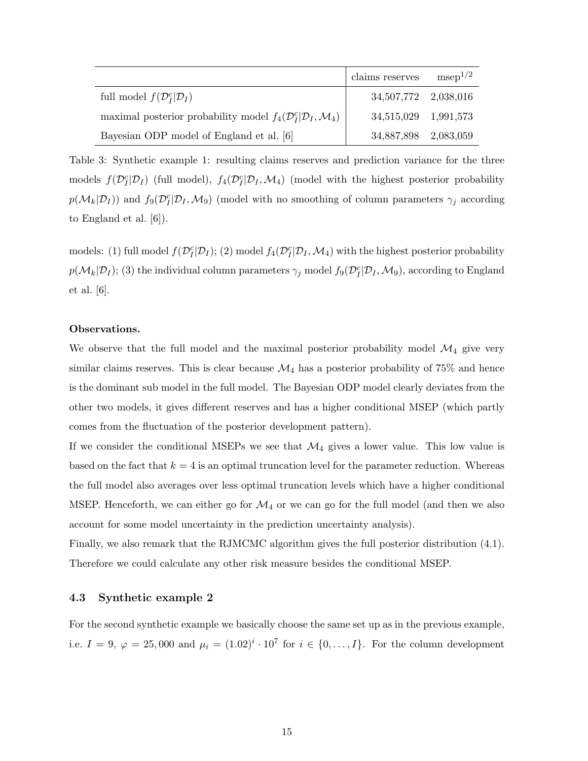| | claims reserves | $\text{msep}^{1/2}$ |
|---|---|---|
| full model $f(\mathcal{D}_I^c \vert \mathcal{D}_I)$ | 34,507,772 | 2,038,016 |
| maximal posterior probability model $f_4(\mathcal{D}_I^c \vert \mathcal{D}_I, \mathcal{M}_4)$ | 34,515,029 | 1,991,573 |
| Bayesian ODP model of England et al. [6] | 34,887,898 | 2,083,059 |

Table 3: Synthetic example 1: resulting claims reserves and prediction variance for the three models $f(\mathcal{D}_I^c|\mathcal{D}_I)$ (full model), $f_4(\mathcal{D}_I^c|\mathcal{D}_I, \mathcal{M}_4)$ (model with the highest posterior probability $p(\mathcal{M}_k|\mathcal{D}_I)$) and $f_9(\mathcal{D}_I^c|\mathcal{D}_I, \mathcal{M}_9)$ (model with no smoothing of column parameters $\gamma_j$ according to England et al. [6]).

models: (1) full model $f(\mathcal{D}_I^c|\mathcal{D}_I)$; (2) model $f_4(\mathcal{D}_I^c|\mathcal{D}_I, \mathcal{M}_4)$ with the highest posterior probability $p(\mathcal{M}_k|\mathcal{D}_I)$; (3) the individual column parameters $\gamma_j$ model $f_9(\mathcal{D}_I^c|\mathcal{D}_I, \mathcal{M}_9)$, according to England et al. [6].

**Observations.**

We observe that the full model and the maximal posterior probability model $\mathcal{M}_4$ give very similar claims reserves. This is clear because $\mathcal{M}_4$ has a posterior probability of 75% and hence is the dominant sub model in the full model. The Bayesian ODP model clearly deviates from the other two models, it gives different reserves and has a higher conditional MSEP (which partly comes from the fluctuation of the posterior development pattern).

If we consider the conditional MSEPs we see that $\mathcal{M}_4$ gives a lower value. This low value is based on the fact that $k = 4$ is an optimal truncation level for the parameter reduction. Whereas the full model also averages over less optimal truncation levels which have a higher conditional MSEP. Henceforth, we can either go for $\mathcal{M}_4$ or we can go for the full model (and then we also account for some model uncertainty in the prediction uncertainty analysis).

Finally, we also remark that the RJMCMC algorithm gives the full posterior distribution (4.1). Therefore we could calculate any other risk measure besides the conditional MSEP.

### 4.3 Synthetic example 2

For the second synthetic example we basically choose the same set up as in the previous example, i.e. $I = 9$, $\varphi = 25,000$ and $\mu_i = (1.02)^i \cdot 10^7$ for $i \in \{0, \ldots, I\}$. For the column development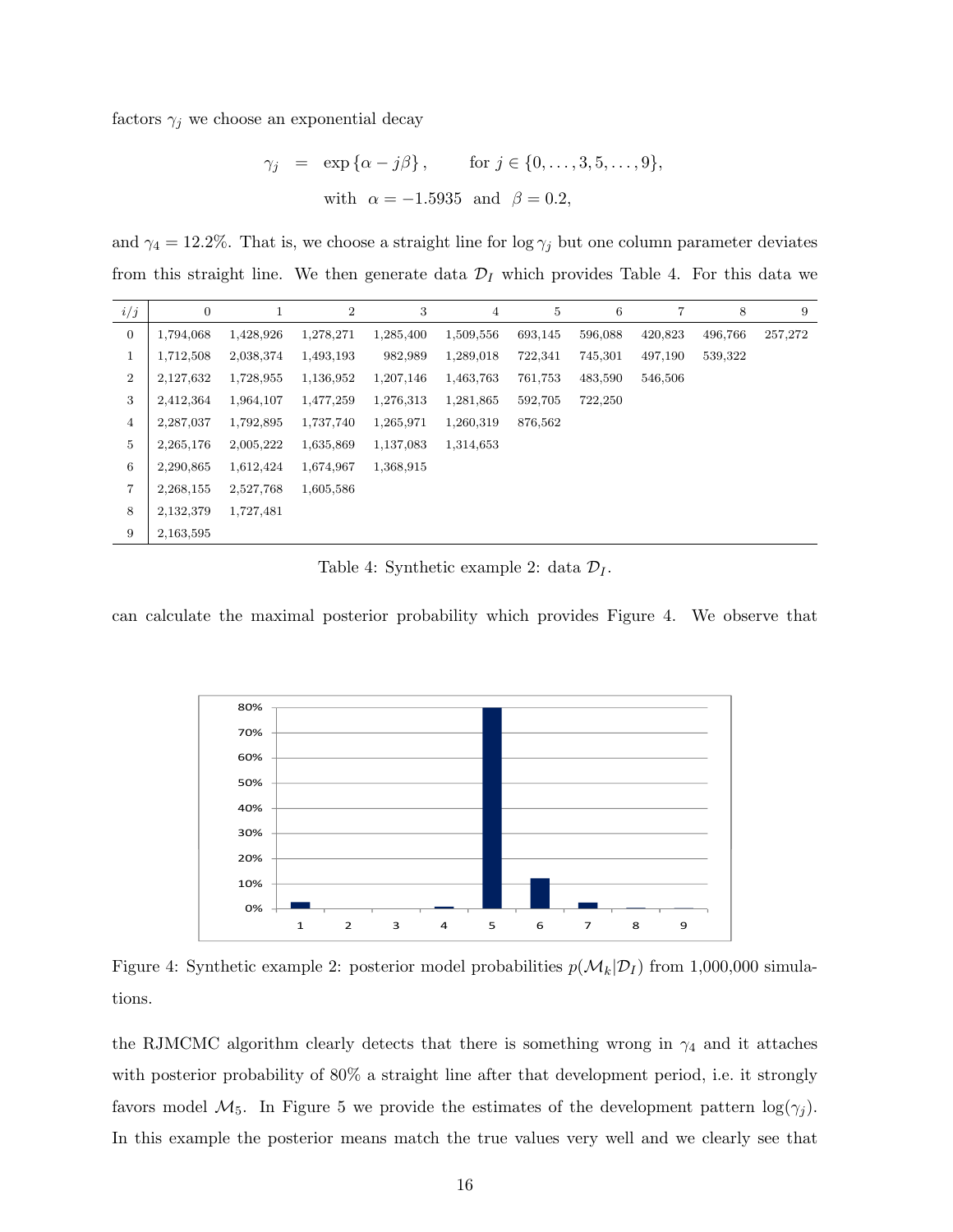factors $\gamma_j$ we choose an exponential decay

$$\gamma_j = \exp\{\alpha - j\beta\}, \qquad \text{for } j \in \{0, \ldots, 3, 5, \ldots, 9\},$$
$$\text{with } \alpha = -1.5935 \text{ and } \beta = 0.2,$$

and $\gamma_4 = 12.2\%$. That is, we choose a straight line for $\log \gamma_j$ but one column parameter deviates from this straight line. We then generate data $\mathcal{D}_I$ which provides Table 4. For this data we

| $i/j$ | 0 | 1 | 2 | 3 | 4 | 5 | 6 | 7 | 8 | 9 |
|---|---|---|---|---|---|---|---|---|---|---|
| 0 | 1,794,068 | 1,428,926 | 1,278,271 | 1,285,400 | 1,509,556 | 693,145 | 596,088 | 420,823 | 496,766 | 257,272 |
| 1 | 1,712,508 | 2,038,374 | 1,493,193 | 982,989 | 1,289,018 | 722,341 | 745,301 | 497,190 | 539,322 | |
| 2 | 2,127,632 | 1,728,955 | 1,136,952 | 1,207,146 | 1,463,763 | 761,753 | 483,590 | 546,506 | | |
| 3 | 2,412,364 | 1,964,107 | 1,477,259 | 1,276,313 | 1,281,865 | 592,705 | 722,250 | | | |
| 4 | 2,287,037 | 1,792,895 | 1,737,740 | 1,265,971 | 1,260,319 | 876,562 | | | | |
| 5 | 2,265,176 | 2,005,222 | 1,635,869 | 1,137,083 | 1,314,653 | | | | | |
| 6 | 2,290,865 | 1,612,424 | 1,674,967 | 1,368,915 | | | | | | |
| 7 | 2,268,155 | 2,527,768 | 1,605,586 | | | | | | | |
| 8 | 2,132,379 | 1,727,481 | | | | | | | | |
| 9 | 2,163,595 | | | | | | | | | |

Table 4: Synthetic example 2: data $\mathcal{D}_I$.

can calculate the maximal posterior probability which provides Figure 4. We observe that

Figure 4: Synthetic example 2: posterior model probabilities $p(\mathcal{M}_k|\mathcal{D}_I)$ from 1,000,000 simulations.

the RJMCMC algorithm clearly detects that there is something wrong in $\gamma_4$ and it attaches with posterior probability of 80% a straight line after that development period, i.e. it strongly favors model $\mathcal{M}_5$. In Figure 5 we provide the estimates of the development pattern $\log(\gamma_j)$. In this example the posterior means match the true values very well and we clearly see that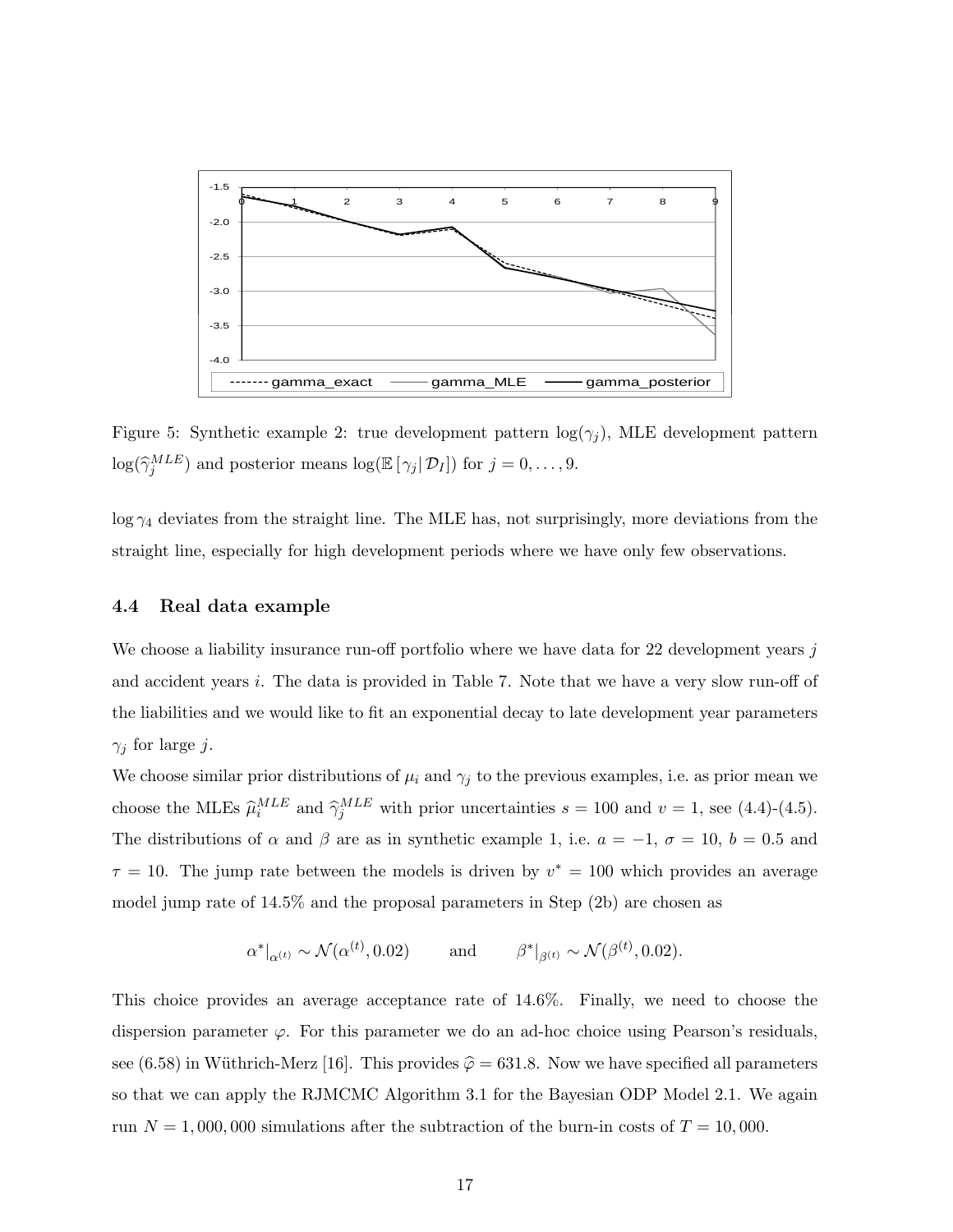Figure 5: Synthetic example 2: true development pattern $\log(\gamma_j)$, MLE development pattern $\log(\widehat{\gamma}_j^{MLE})$ and posterior means $\log(\mathbb{E}[\gamma_j | \mathcal{D}_I])$ for $j = 0, \ldots, 9$.

$\log \gamma_4$ deviates from the straight line. The MLE has, not surprisingly, more deviations from the straight line, especially for high development periods where we have only few observations.

### 4.4 Real data example

We choose a liability insurance run-off portfolio where we have data for 22 development years $j$ and accident years $i$. The data is provided in Table 7. Note that we have a very slow run-off of the liabilities and we would like to fit an exponential decay to late development year parameters $\gamma_j$ for large $j$.

We choose similar prior distributions of $\mu_i$ and $\gamma_j$ to the previous examples, i.e. as prior mean we choose the MLEs $\widehat{\mu}_i^{MLE}$ and $\widehat{\gamma}_j^{MLE}$ with prior uncertainties $s = 100$ and $v = 1$, see (4.4)-(4.5). The distributions of $\alpha$ and $\beta$ are as in synthetic example 1, i.e. $a = -1$, $\sigma = 10$, $b = 0.5$ and $\tau = 10$. The jump rate between the models is driven by $v^* = 100$ which provides an average model jump rate of 14.5% and the proposal parameters in Step (2b) are chosen as

$$\alpha^*|_{\alpha^{(t)}} \sim \mathcal{N}(\alpha^{(t)}, 0.02) \qquad \text{and} \qquad \beta^*|_{\beta^{(t)}} \sim \mathcal{N}(\beta^{(t)}, 0.02).$$

This choice provides an average acceptance rate of 14.6%. Finally, we need to choose the dispersion parameter $\varphi$. For this parameter we do an ad-hoc choice using Pearson's residuals, see (6.58) in Wüthrich-Merz [16]. This provides $\widehat{\varphi} = 631.8$. Now we have specified all parameters so that we can apply the RJMCMC Algorithm 3.1 for the Bayesian ODP Model 2.1. We again run $N = 1{,}000{,}000$ simulations after the subtraction of the burn-in costs of $T = 10{,}000$.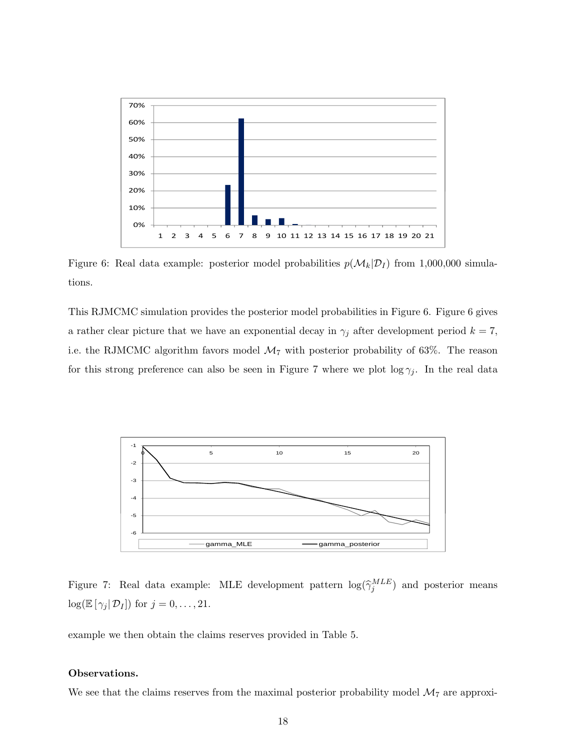Figure 6: Real data example: posterior model probabilities $p(\mathcal{M}_k|\mathcal{D}_I)$ from 1,000,000 simulations.

This RJMCMC simulation provides the posterior model probabilities in Figure 6. Figure 6 gives a rather clear picture that we have an exponential decay in $\gamma_j$ after development period $k = 7$, i.e. the RJMCMC algorithm favors model $\mathcal{M}_7$ with posterior probability of 63%. The reason for this strong preference can also be seen in Figure 7 where we plot $\log \gamma_j$. In the real data

Figure 7: Real data example: MLE development pattern $\log(\widehat{\gamma}_j^{MLE})$ and posterior means $\log(\mathbb{E}[\gamma_j|\mathcal{D}_I])$ for $j = 0, \ldots, 21$.

example we then obtain the claims reserves provided in Table 5.

**Observations.**

We see that the claims reserves from the maximal posterior probability model $\mathcal{M}_7$ are approxi-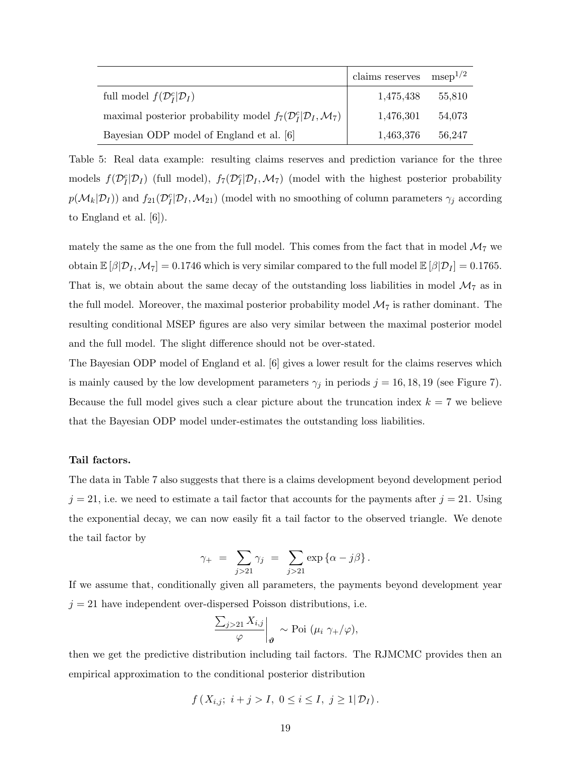| | claims reserves | msep$^{1/2}$ |
|---|---|---|
| full model $f(\mathcal{D}_I^c \mid \mathcal{D}_I)$ | 1,475,438 | 55,810 |
| maximal posterior probability model $f_7(\mathcal{D}_I^c \mid \mathcal{D}_I, \mathcal{M}_7)$ | 1,476,301 | 54,073 |
| Bayesian ODP model of England et al. [6] | 1,463,376 | 56,247 |

Table 5: Real data example: resulting claims reserves and prediction variance for the three models $f(\mathcal{D}_I^c|\mathcal{D}_I)$ (full model), $f_7(\mathcal{D}_I^c|\mathcal{D}_I, \mathcal{M}_7)$ (model with the highest posterior probability $p(\mathcal{M}_k|\mathcal{D}_I)$) and $f_{21}(\mathcal{D}_I^c|\mathcal{D}_I, \mathcal{M}_{21})$ (model with no smoothing of column parameters $\gamma_j$ according to England et al. [6]).

mately the same as the one from the full model. This comes from the fact that in model $\mathcal{M}_7$ we obtain $\mathbb{E}\left[\beta|\mathcal{D}_I, \mathcal{M}_7\right] = 0.1746$ which is very similar compared to the full model $\mathbb{E}\left[\beta|\mathcal{D}_I\right] = 0.1765$. That is, we obtain about the same decay of the outstanding loss liabilities in model $\mathcal{M}_7$ as in the full model. Moreover, the maximal posterior probability model $\mathcal{M}_7$ is rather dominant. The resulting conditional MSEP figures are also very similar between the maximal posterior model and the full model. The slight difference should not be over-stated.

The Bayesian ODP model of England et al. [6] gives a lower result for the claims reserves which is mainly caused by the low development parameters $\gamma_j$ in periods $j = 16, 18, 19$ (see Figure 7). Because the full model gives such a clear picture about the truncation index $k = 7$ we believe that the Bayesian ODP model under-estimates the outstanding loss liabilities.

**Tail factors.**

The data in Table 7 also suggests that there is a claims development beyond development period $j = 21$, i.e. we need to estimate a tail factor that accounts for the payments after $j = 21$. Using the exponential decay, we can now easily fit a tail factor to the observed triangle. We denote the tail factor by

$$\gamma_+ \;=\; \sum_{j>21} \gamma_j \;=\; \sum_{j>21} \exp\left\{\alpha - j\beta\right\}.$$

If we assume that, conditionally given all parameters, the payments beyond development year $j = 21$ have independent over-dispersed Poisson distributions, i.e.

$$\left.\frac{\sum_{j>21} X_{i,j}}{\varphi}\right|_{\boldsymbol{\vartheta}} \sim \text{Poi}\left(\mu_i \, \gamma_+/\varphi\right),$$

then we get the predictive distribution including tail factors. The RJMCMC provides then an empirical approximation to the conditional posterior distribution

$$f\left(X_{i,j};\; i+j > I,\; 0 \le i \le I,\; j \ge 1 \middle|\, \mathcal{D}_I\right).$$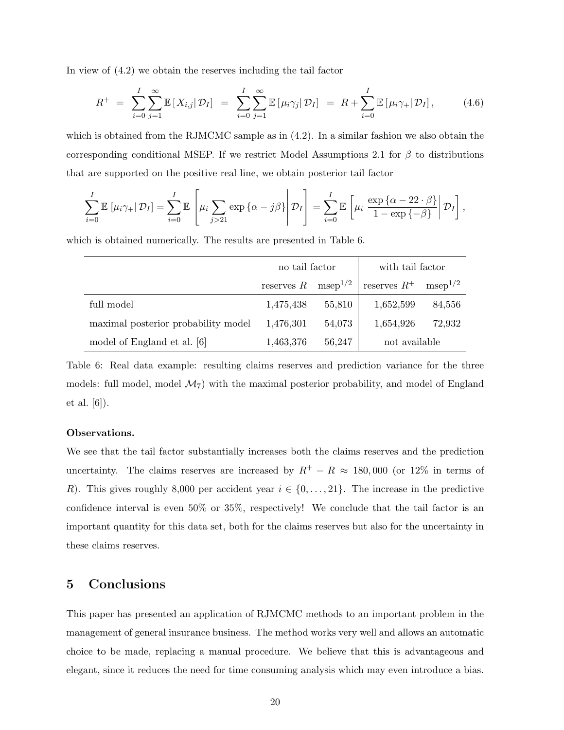In view of (4.2) we obtain the reserves including the tail factor

$$R^+ = \sum_{i=0}^{I} \sum_{j=1}^{\infty} \mathbb{E}\left[ X_{i,j} \middle| \mathcal{D}_I \right] = \sum_{i=0}^{I} \sum_{j=1}^{\infty} \mathbb{E}\left[ \mu_i \gamma_j \middle| \mathcal{D}_I \right] = R + \sum_{i=0}^{I} \mathbb{E}\left[ \mu_i \gamma_+ \middle| \mathcal{D}_I \right], \tag{4.6}$$

which is obtained from the RJMCMC sample as in (4.2). In a similar fashion we also obtain the corresponding conditional MSEP. If we restrict Model Assumptions 2.1 for $\beta$ to distributions that are supported on the positive real line, we obtain posterior tail factor

$$\sum_{i=0}^{I} \mathbb{E}\left[ \mu_i \gamma_+ \middle| \mathcal{D}_I \right] = \sum_{i=0}^{I} \mathbb{E}\left[ \mu_i \sum_{j>21} \exp\left\{ \alpha - j\beta \right\} \middle| \mathcal{D}_I \right] = \sum_{i=0}^{I} \mathbb{E}\left[ \mu_i \, \frac{\exp\left\{ \alpha - 22 \cdot \beta \right\}}{1 - \exp\left\{ -\beta \right\}} \middle| \mathcal{D}_I \right],$$

which is obtained numerically. The results are presented in Table 6.

| | no tail factor | | with tail factor | |
|---|---|---|---|---|
| | reserves $R$ | $\text{msep}^{1/2}$ | reserves $R^+$ | $\text{msep}^{1/2}$ |
| full model | 1,475,438 | 55,810 | 1,652,599 | 84,556 |
| maximal posterior probability model | 1,476,301 | 54,073 | 1,654,926 | 72,932 |
| model of England et al. [6] | 1,463,376 | 56,247 | not available | |

Table 6: Real data example: resulting claims reserves and prediction variance for the three models: full model, model $\mathcal{M}_7$) with the maximal posterior probability, and model of England et al. [6]).

**Observations.**

We see that the tail factor substantially increases both the claims reserves and the prediction uncertainty. The claims reserves are increased by $R^+ - R \approx 180,000$ (or 12% in terms of $R$). This gives roughly 8,000 per accident year $i \in \{0, \ldots, 21\}$. The increase in the predictive confidence interval is even 50% or 35%, respectively! We conclude that the tail factor is an important quantity for this data set, both for the claims reserves but also for the uncertainty in these claims reserves.

## 5 Conclusions

This paper has presented an application of RJMCMC methods to an important problem in the management of general insurance business. The method works very well and allows an automatic choice to be made, replacing a manual procedure. We believe that this is advantageous and elegant, since it reduces the need for time consuming analysis which may even introduce a bias.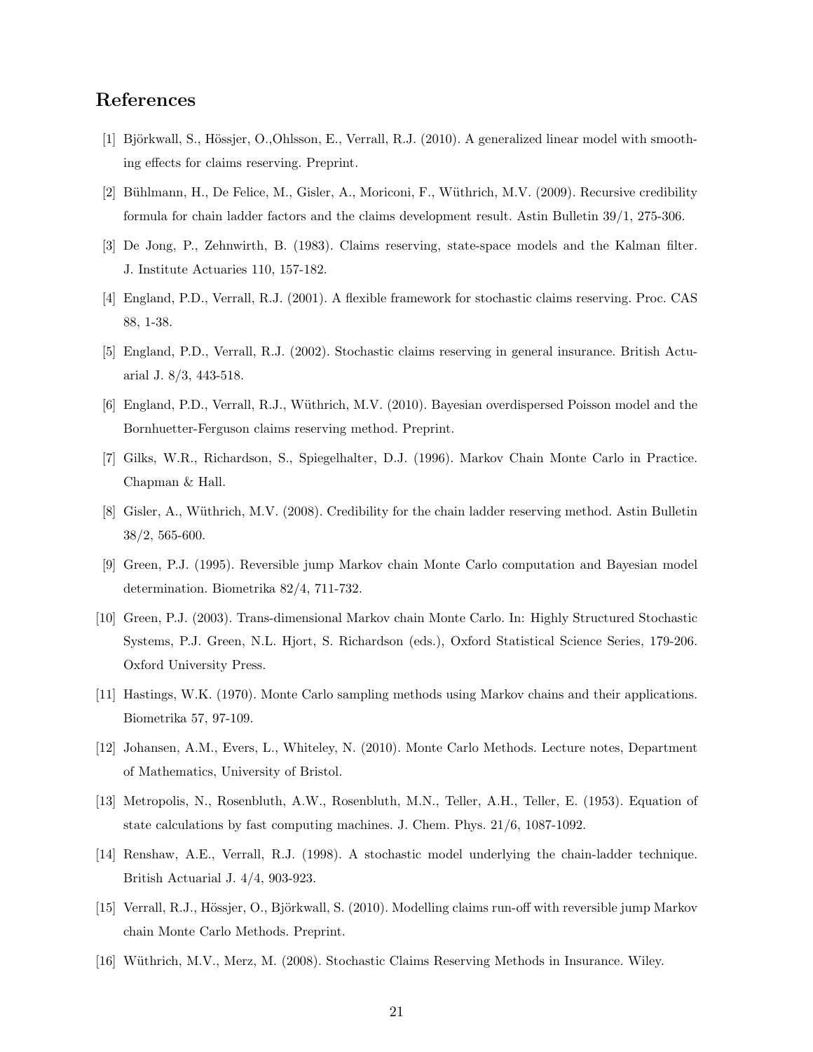# References

[1] Björkwall, S., Hössjer, O.,Ohlsson, E., Verrall, R.J. (2010). A generalized linear model with smoothing effects for claims reserving. Preprint.

[2] Bühlmann, H., De Felice, M., Gisler, A., Moriconi, F., Wüthrich, M.V. (2009). Recursive credibility formula for chain ladder factors and the claims development result. Astin Bulletin 39/1, 275-306.

[3] De Jong, P., Zehnwirth, B. (1983). Claims reserving, state-space models and the Kalman filter. J. Institute Actuaries 110, 157-182.

[4] England, P.D., Verrall, R.J. (2001). A flexible framework for stochastic claims reserving. Proc. CAS 88, 1-38.

[5] England, P.D., Verrall, R.J. (2002). Stochastic claims reserving in general insurance. British Actuarial J. 8/3, 443-518.

[6] England, P.D., Verrall, R.J., Wüthrich, M.V. (2010). Bayesian overdispersed Poisson model and the Bornhuetter-Ferguson claims reserving method. Preprint.

[7] Gilks, W.R., Richardson, S., Spiegelhalter, D.J. (1996). Markov Chain Monte Carlo in Practice. Chapman & Hall.

[8] Gisler, A., Wüthrich, M.V. (2008). Credibility for the chain ladder reserving method. Astin Bulletin 38/2, 565-600.

[9] Green, P.J. (1995). Reversible jump Markov chain Monte Carlo computation and Bayesian model determination. Biometrika 82/4, 711-732.

[10] Green, P.J. (2003). Trans-dimensional Markov chain Monte Carlo. In: Highly Structured Stochastic Systems, P.J. Green, N.L. Hjort, S. Richardson (eds.), Oxford Statistical Science Series, 179-206. Oxford University Press.

[11] Hastings, W.K. (1970). Monte Carlo sampling methods using Markov chains and their applications. Biometrika 57, 97-109.

[12] Johansen, A.M., Evers, L., Whiteley, N. (2010). Monte Carlo Methods. Lecture notes, Department of Mathematics, University of Bristol.

[13] Metropolis, N., Rosenbluth, A.W., Rosenbluth, M.N., Teller, A.H., Teller, E. (1953). Equation of state calculations by fast computing machines. J. Chem. Phys. 21/6, 1087-1092.

[14] Renshaw, A.E., Verrall, R.J. (1998). A stochastic model underlying the chain-ladder technique. British Actuarial J. 4/4, 903-923.

[15] Verrall, R.J., Hössjer, O., Björkwall, S. (2010). Modelling claims run-off with reversible jump Markov chain Monte Carlo Methods. Preprint.

[16] Wüthrich, M.V., Merz, M. (2008). Stochastic Claims Reserving Methods in Insurance. Wiley.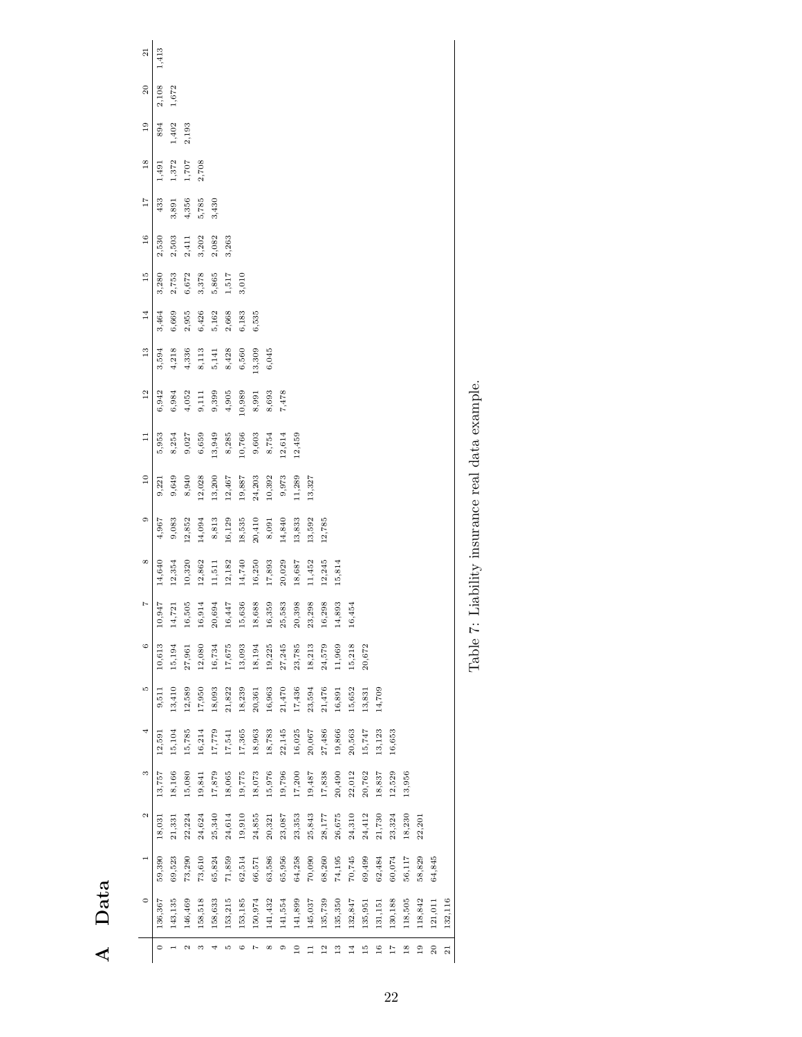# A Data

| | 0 | 1 | 2 | 3 | 4 | 5 | 6 | 7 | 8 | 9 | 10 | 11 | 12 | 13 | 14 | 15 | 16 | 17 | 18 | 19 | 20 | 21 |
|---|---|---|---|---|---|---|---|---|---|---|---|---|---|---|---|---|---|---|---|---|---|---|
| 0 | 136,367 | 59,390 | 18,031 | 13,757 | 12,591 | 9,511 | 10,613 | 10,947 | 14,640 | 4,967 | 9,221 | 5,953 | 6,942 | 3,594 | 3,464 | 3,280 | 2,530 | 433 | 1,491 | 894 | 2,108 | 1,413 |
| 1 | 143,135 | 69,523 | 21,331 | 18,166 | 15,104 | 13,410 | 15,194 | 14,721 | 12,354 | 9,083 | 9,649 | 8,254 | 6,984 | 4,218 | 6,669 | 2,753 | 2,503 | 3,891 | 1,372 | 1,402 | 1,672 | |
| 2 | 146,469 | 73,290 | 22,224 | 15,080 | 15,785 | 12,589 | 27,961 | 16,505 | 10,320 | 12,852 | 8,940 | 9,027 | 4,052 | 4,336 | 2,955 | 6,672 | 2,411 | 4,356 | 1,707 | 2,193 | | |
| 3 | 158,518 | 73,610 | 24,624 | 19,841 | 16,214 | 17,950 | 12,080 | 16,914 | 12,862 | 14,094 | 12,028 | 6,659 | 9,111 | 8,113 | 6,426 | 3,378 | 3,202 | 5,785 | 2,708 | | | |
| 4 | 158,633 | 65,824 | 25,340 | 17,879 | 17,779 | 18,093 | 16,734 | 20,694 | 11,511 | 8,813 | 13,200 | 13,949 | 9,399 | 5,141 | 5,162 | 5,865 | 2,082 | 3,430 | | | | |
| 5 | 153,215 | 71,859 | 24,614 | 18,065 | 17,541 | 21,822 | 17,675 | 16,447 | 12,182 | 16,129 | 12,467 | 8,285 | 4,905 | 8,428 | 2,668 | 1,517 | 3,263 | | | | | |
| 6 | 153,185 | 62,514 | 19,910 | 19,775 | 17,365 | 18,239 | 13,093 | 15,636 | 14,740 | 18,535 | 19,887 | 10,766 | 10,989 | 6,560 | 6,183 | 3,010 | | | | | | |
| 7 | 150,974 | 66,571 | 24,855 | 18,073 | 18,963 | 20,361 | 18,194 | 18,688 | 16,250 | 20,410 | 24,203 | 9,603 | 8,991 | 13,309 | 6,535 | | | | | | | |
| 8 | 141,432 | 63,586 | 20,321 | 15,976 | 18,783 | 16,963 | 19,225 | 16,359 | 17,893 | 8,091 | 10,392 | 8,754 | 8,693 | 6,045 | | | | | | | | |
| 9 | 141,554 | 65,956 | 23,087 | 19,796 | 22,145 | 21,470 | 27,245 | 25,583 | 20,029 | 14,840 | 9,973 | 12,614 | 7,478 | | | | | | | | | |
| 10 | 141,899 | 64,258 | 23,353 | 17,200 | 16,025 | 17,436 | 23,785 | 20,398 | 18,687 | 13,833 | 11,289 | 12,459 | | | | | | | | | | |
| 11 | 145,037 | 70,090 | 25,843 | 19,487 | 20,067 | 23,594 | 18,213 | 23,298 | 11,452 | 13,592 | 13,327 | | | | | | | | | | | |
| 12 | 135,739 | 68,260 | 28,177 | 17,838 | 27,486 | 21,476 | 24,579 | 16,298 | 12,245 | 12,785 | | | | | | | | | | | | |
| 13 | 135,350 | 74,195 | 26,675 | 20,490 | 19,866 | 16,891 | 11,969 | 14,893 | 15,814 | | | | | | | | | | | | | |
| 14 | 132,847 | 70,745 | 24,310 | 22,012 | 20,563 | 15,652 | 15,218 | 16,454 | | | | | | | | | | | | | | |
| 15 | 135,951 | 69,499 | 24,412 | 20,762 | 15,747 | 13,831 | 20,672 | | | | | | | | | | | | | | | |
| 16 | 131,151 | 62,484 | 21,730 | 18,837 | 13,123 | 14,709 | | | | | | | | | | | | | | | | |
| 17 | 130,188 | 60,074 | 23,324 | 12,529 | 16,653 | | | | | | | | | | | | | | | | | |
| 18 | 118,505 | 56,117 | 18,230 | 13,956 | | | | | | | | | | | | | | | | | | |
| 19 | 118,842 | 58,829 | 22,201 | | | | | | | | | | | | | | | | | | | |
| 20 | 121,011 | 64,845 | | | | | | | | | | | | | | | | | | | | |
| 21 | 132,116 | | | | | | | | | | | | | | | | | | | | | |

Table 7: Liability insurance real data example.